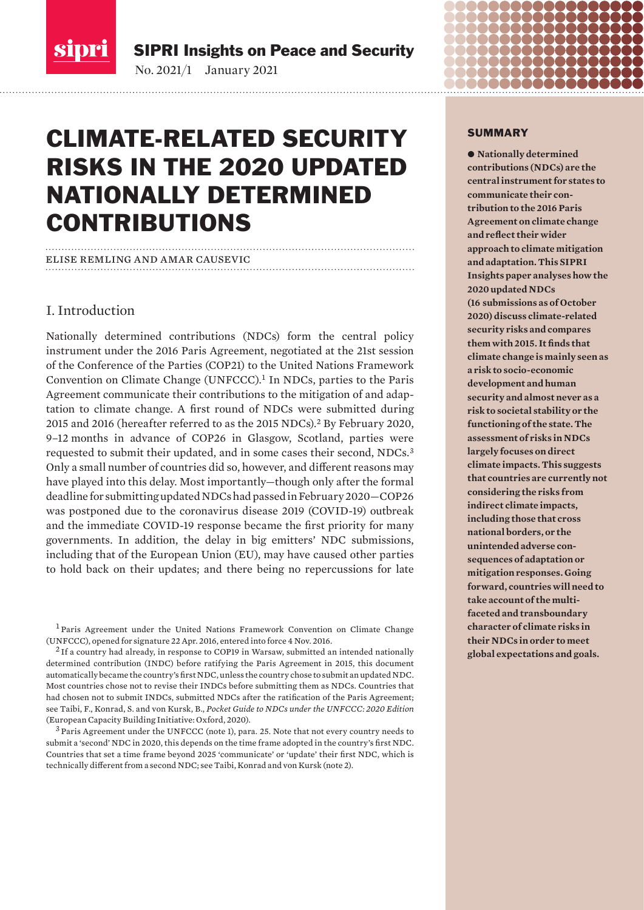SIPRI Insights on Peace and Security

No. 2021/1 January 2021

# CLIMATE-RELATED SECURITY RISKS IN THE 2020 UPDATED NATIONALLY DETERMINED CONTRIBUTIONS

ELISE REMLING AND AMAR CAUSEVIC

## SUMMARY

● **Nationally determined contributions (NDCs) are the central instrument for states to communicate their contribution to the 2016 Paris Agreement on climate change and reflect their wider approach to climate mitigation and adaptation. This SIPRI Insights paper analyses how the 2020 updated NDCs (16 submissions as of October 2020) discuss climate-related security risks and compares them with 2015. It finds that climate change is mainly seen as a risk to socio-economic development and human security and almost never as a risk to societal stability or the functioning of the state. The assessment of risks in NDCs largely focuses on direct climate impacts. This suggests that countries are currently not considering the risks from indirect climate impacts, including those that cross national borders, or the unintended adverse consequences of adaptation or mitigation responses. Going forward, countries will need to take account of the multifaceted and transboundary character of climate risks in their NDCs in order to meet global expectations and goals.**

## I. Introduction

Nationally determined contributions (NDCs) form the central policy instrument under the 2016 Paris Agreement, negotiated at the 21st session of the Conference of the Parties (COP21) to the United Nations Framework Convention on Climate Change (UNFCCC).[1] In NDCs, parties to the Paris Agreement communicate their contributions to the mitigation of and adaptation to climate change. A first round of NDCs were submitted during 2015 and 2016 (hereafter referred to as the 2015 NDCs).[2] By February 2020, 9–12 months in advance of COP26 in Glasgow, Scotland, parties were requested to submit their updated, and in some cases their second, NDCs.[3] Only a small number of countries did so, however, and different reasons may have played into this delay. Most importantly—though only after the formal deadline for submitting updated NDCs had passed in February 2020—COP26 was postponed due to the coronavirus disease 2019 (COVID-19) outbreak and the immediate COVID-19 response became the first priority for many governments. In addition, the delay in big emitters' NDC submissions, including that of the European Union (EU), may have caused other parties to hold back on their updates; and there being no repercussions for late

[1] Paris Agreement under the United Nations Framework Convention on Climate Change (UNFCCC), opened for signature 22 Apr. 2016, entered into force 4 Nov. 2016.

[2] If a country had already, in response to COP19 in Warsaw, submitted an intended nationally determined contribution (INDC) before ratifying the Paris Agreement in 2015, this document automatically became the country's first NDC, unless the country chose to submit an updated NDC. Most countries chose not to revise their INDCs before submitting them as NDCs. Countries that had chosen not to submit INDCs, submitted NDCs after the ratification of the Paris Agreement; see Taibi, F., Konrad, S. and von Kursk, B., *Pocket Guide to NDCs under the UNFCCC: 2020 Edition* (European Capacity Building Initiative: Oxford, 2020).

[3] Paris Agreement under the UNFCCC (note 1), para. 25. Note that not every country needs to submit a 'second' NDC in 2020, this depends on the time frame adopted in the country's first NDC. Countries that set a time frame beyond 2025 'communicate' or 'update' their first NDC, which is technically different from a second NDC; see Taibi, Konrad and von Kursk (note 2).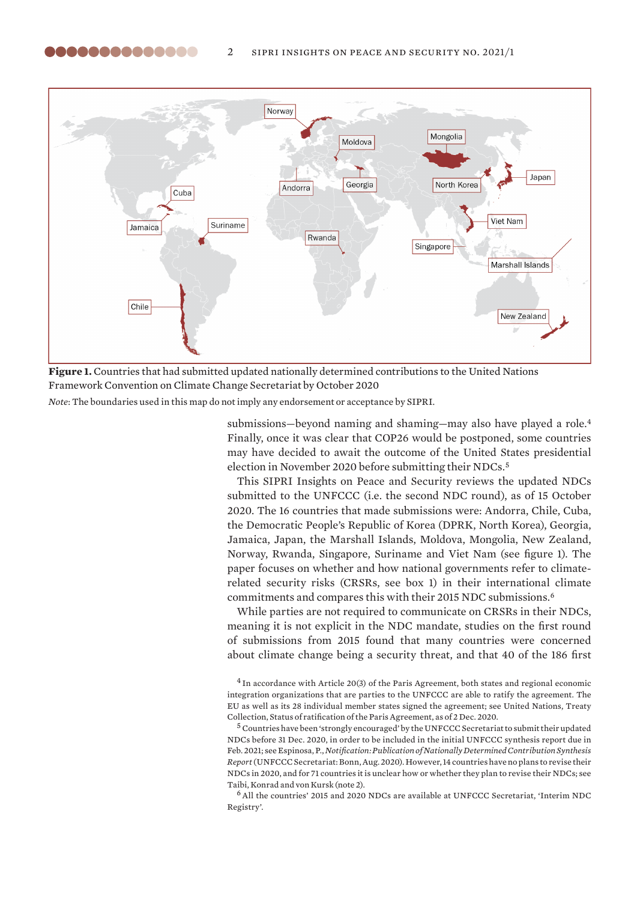**Figure 1.** Countries that had submitted updated nationally determined contributions to the United Nations Framework Convention on Climate Change Secretariat by October 2020

*Note*: The boundaries used in this map do not imply any endorsement or acceptance by SIPRI.

submissions—beyond naming and shaming—may also have played a role.[4] Finally, once it was clear that COP26 would be postponed, some countries may have decided to await the outcome of the United States presidential election in November 2020 before submitting their NDCs.[5]

This SIPRI Insights on Peace and Security reviews the updated NDCs submitted to the UNFCCC (i.e. the second NDC round), as of 15 October 2020. The 16 countries that made submissions were: Andorra, Chile, Cuba, the Democratic People's Republic of Korea (DPRK, North Korea), Georgia, Jamaica, Japan, the Marshall Islands, Moldova, Mongolia, New Zealand, Norway, Rwanda, Singapore, Suriname and Viet Nam (see figure 1). The paper focuses on whether and how national governments refer to climate-related security risks (CRSRs, see box 1) in their international climate commitments and compares this with their 2015 NDC submissions.[6]

While parties are not required to communicate on CRSRs in their NDCs, meaning it is not explicit in the NDC mandate, studies on the first round of submissions from 2015 found that many countries were concerned about climate change being a security threat, and that 40 of the 186 first

[4] In accordance with Article 20(3) of the Paris Agreement, both states and regional economic integration organizations that are parties to the UNFCCC are able to ratify the agreement. The EU as well as its 28 individual member states signed the agreement; see United Nations, Treaty Collection, Status of ratification of the Paris Agreement, as of 2 Dec. 2020.

[5] Countries have been 'strongly encouraged' by the UNFCCC Secretariat to submit their updated NDCs before 31 Dec. 2020, in order to be included in the initial UNFCCC synthesis report due in Feb. 2021; see Espinosa, P., *Notification: Publication of Nationally Determined Contribution Synthesis Report* (UNFCCC Secretariat: Bonn, Aug. 2020). However, 14 countries have no plans to revise their NDCs in 2020, and for 71 countries it is unclear how or whether they plan to revise their NDCs; see Taibi, Konrad and von Kursk (note 2).

[6] All the countries' 2015 and 2020 NDCs are available at UNFCCC Secretariat, 'Interim NDC Registry'.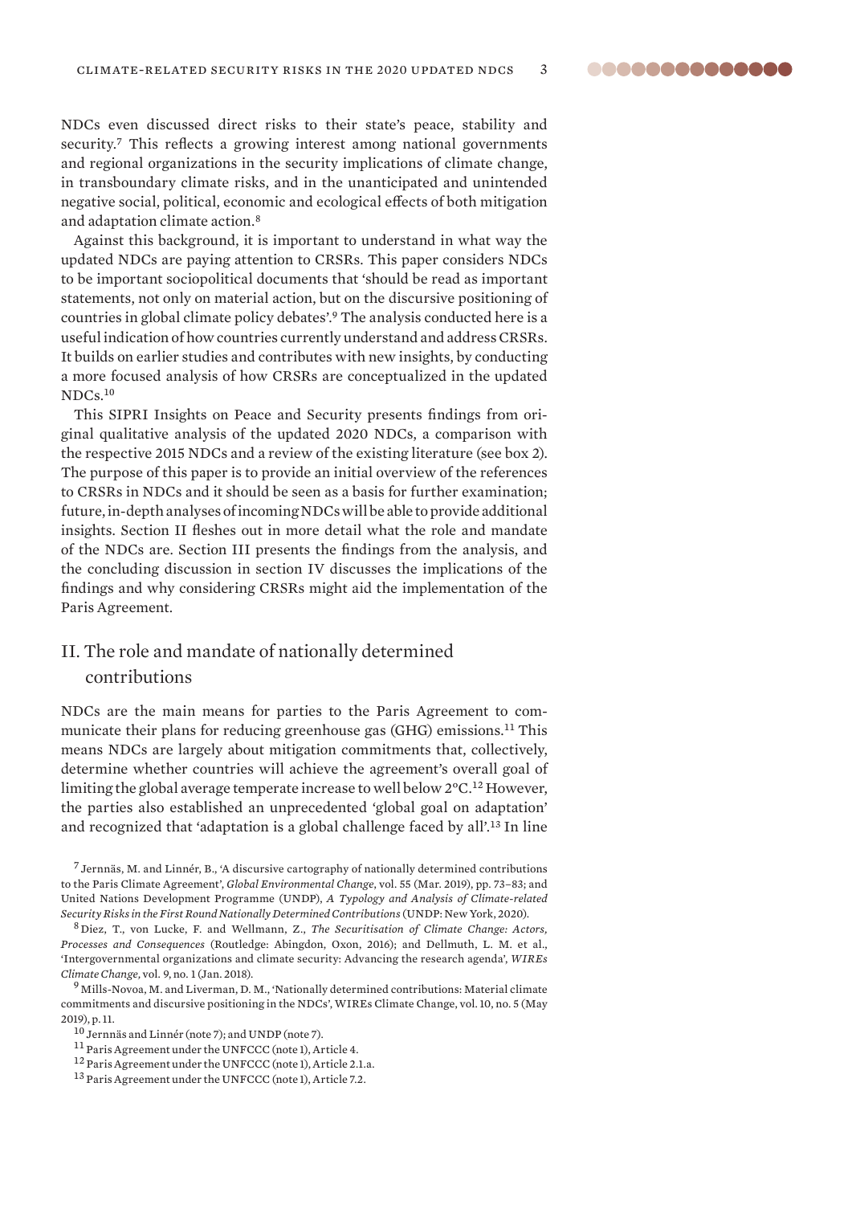NDCs even discussed direct risks to their state's peace, stability and security.[7] This reflects a growing interest among national governments and regional organizations in the security implications of climate change, in transboundary climate risks, and in the unanticipated and unintended negative social, political, economic and ecological effects of both mitigation and adaptation climate action.[8]

Against this background, it is important to understand in what way the updated NDCs are paying attention to CRSRs. This paper considers NDCs to be important sociopolitical documents that 'should be read as important statements, not only on material action, but on the discursive positioning of countries in global climate policy debates'.[9] The analysis conducted here is a useful indication of how countries currently understand and address CRSRs. It builds on earlier studies and contributes with new insights, by conducting a more focused analysis of how CRSRs are conceptualized in the updated NDCs.[10]

This SIPRI Insights on Peace and Security presents findings from original qualitative analysis of the updated 2020 NDCs, a comparison with the respective 2015 NDCs and a review of the existing literature (see box 2). The purpose of this paper is to provide an initial overview of the references to CRSRs in NDCs and it should be seen as a basis for further examination; future, in-depth analyses of incoming NDCs will be able to provide additional insights. Section II fleshes out in more detail what the role and mandate of the NDCs are. Section III presents the findings from the analysis, and the concluding discussion in section IV discusses the implications of the findings and why considering CRSRs might aid the implementation of the Paris Agreement.

## II. The role and mandate of nationally determined contributions

NDCs are the main means for parties to the Paris Agreement to communicate their plans for reducing greenhouse gas (GHG) emissions.[11] This means NDCs are largely about mitigation commitments that, collectively, determine whether countries will achieve the agreement's overall goal of limiting the global average temperate increase to well below 2°C.[12] However, the parties also established an unprecedented 'global goal on adaptation' and recognized that 'adaptation is a global challenge faced by all'.[13] In line

---

[7] Jernnäs, M. and Linnér, B., 'A discursive cartography of nationally determined contributions to the Paris Climate Agreement', *Global Environmental Change*, vol. 55 (Mar. 2019), pp. 73–83; and United Nations Development Programme (UNDP), *A Typology and Analysis of Climate-related Security Risks in the First Round Nationally Determined Contributions* (UNDP: New York, 2020).

[8] Diez, T., von Lucke, F. and Wellmann, Z., *The Securitisation of Climate Change: Actors, Processes and Consequences* (Routledge: Abingdon, Oxon, 2016); and Dellmuth, L. M. et al., 'Intergovernmental organizations and climate security: Advancing the research agenda', *WIREs Climate Change,* vol. 9, no. 1 (Jan. 2018).

[9] Mills-Novoa, M. and Liverman, D. M., 'Nationally determined contributions: Material climate commitments and discursive positioning in the NDCs', WIREs Climate Change, vol. 10, no. 5 (May 2019), p. 11.

[10] Jernnäs and Linnér (note 7); and UNDP (note 7).

[11] Paris Agreement under the UNFCCC (note 1), Article 4.

[12] Paris Agreement under the UNFCCC (note 1), Article 2.1.a.

[13] Paris Agreement under the UNFCCC (note 1), Article 7.2.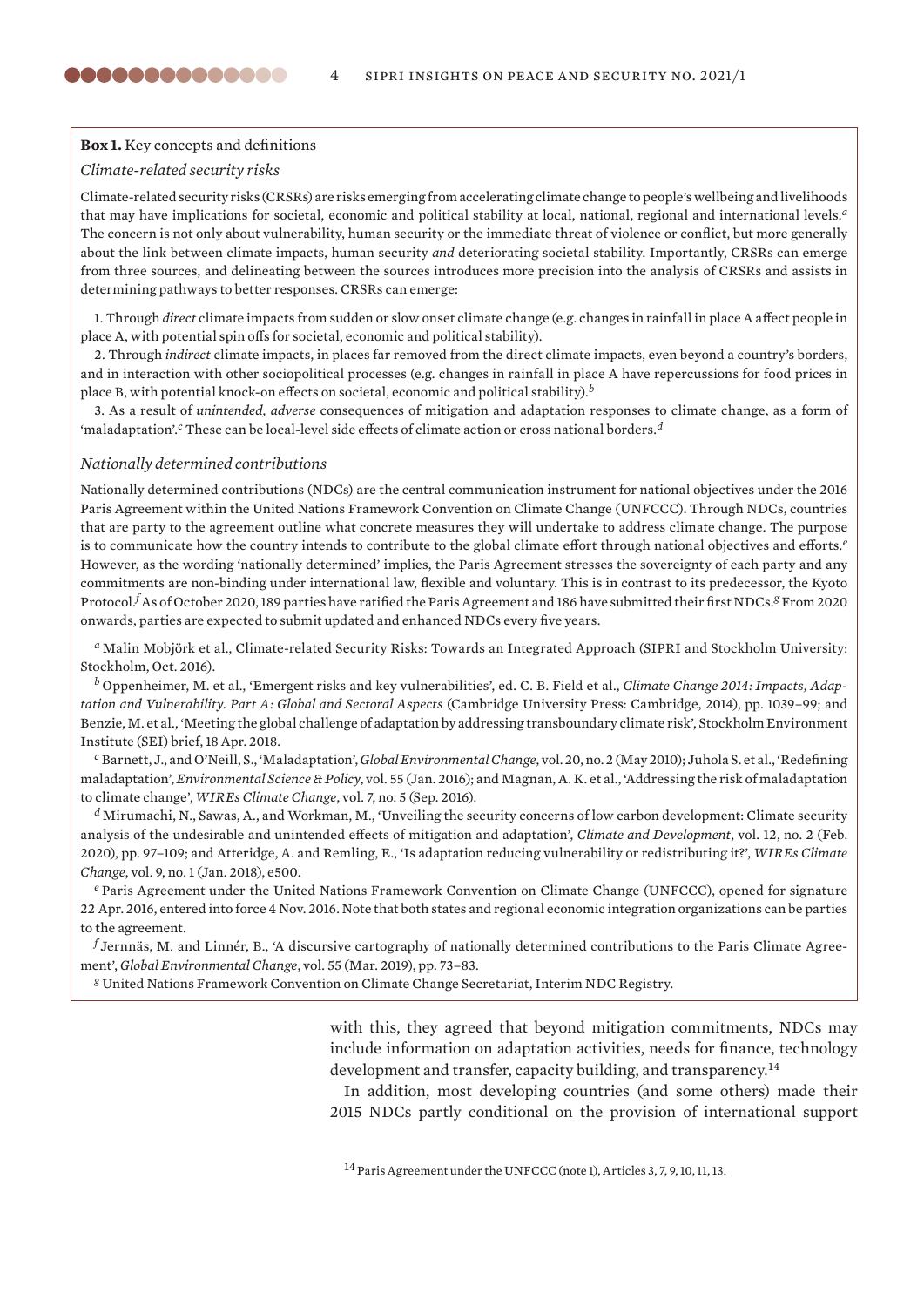**Box 1.** Key concepts and definitions

*Climate-related security risks*

Climate-related security risks (CRSRs) are risks emerging from accelerating climate change to people's wellbeing and livelihoods that may have implications for societal, economic and political stability at local, national, regional and international levels.[a] The concern is not only about vulnerability, human security or the immediate threat of violence or conflict, but more generally about the link between climate impacts, human security *and* deteriorating societal stability. Importantly, CRSRs can emerge from three sources, and delineating between the sources introduces more precision into the analysis of CRSRs and assists in determining pathways to better responses. CRSRs can emerge:

1. Through *direct* climate impacts from sudden or slow onset climate change (e.g. changes in rainfall in place A affect people in place A, with potential spin offs for societal, economic and political stability).
2. Through *indirect* climate impacts, in places far removed from the direct climate impacts, even beyond a country's borders, and in interaction with other sociopolitical processes (e.g. changes in rainfall in place A have repercussions for food prices in place B, with potential knock-on effects on societal, economic and political stability).[b]
3. As a result of *unintended, adverse* consequences of mitigation and adaptation responses to climate change, as a form of 'maladaptation'.[c] These can be local-level side effects of climate action or cross national borders.[d]

*Nationally determined contributions*

Nationally determined contributions (NDCs) are the central communication instrument for national objectives under the 2016 Paris Agreement within the United Nations Framework Convention on Climate Change (UNFCCC). Through NDCs, countries that are party to the agreement outline what concrete measures they will undertake to address climate change. The purpose is to communicate how the country intends to contribute to the global climate effort through national objectives and efforts.[e] However, as the wording 'nationally determined' implies, the Paris Agreement stresses the sovereignty of each party and any commitments are non-binding under international law, flexible and voluntary. This is in contrast to its predecessor, the Kyoto Protocol.[f] As of October 2020, 189 parties have ratified the Paris Agreement and 186 have submitted their first NDCs.[g] From 2020 onwards, parties are expected to submit updated and enhanced NDCs every five years.

[a] Malin Mobjörk et al., Climate-related Security Risks: Towards an Integrated Approach (SIPRI and Stockholm University: Stockholm, Oct. 2016).

[b] Oppenheimer, M. et al., 'Emergent risks and key vulnerabilities', ed. C. B. Field et al., *Climate Change 2014: Impacts, Adaptation and Vulnerability. Part A: Global and Sectoral Aspects* (Cambridge University Press: Cambridge, 2014), pp. 1039–99; and Benzie, M. et al., 'Meeting the global challenge of adaptation by addressing transboundary climate risk', Stockholm Environment Institute (SEI) brief, 18 Apr. 2018.

[c] Barnett, J., and O'Neill, S., 'Maladaptation', *Global Environmental Change*, vol. 20, no. 2 (May 2010); Juhola S. et al., 'Redefining maladaptation', *Environmental Science & Policy*, vol. 55 (Jan. 2016); and Magnan, A. K. et al., 'Addressing the risk of maladaptation to climate change', *WIREs Climate Change*, vol. 7, no. 5 (Sep. 2016).

[d] Mirumachi, N., Sawas, A., and Workman, M., 'Unveiling the security concerns of low carbon development: Climate security analysis of the undesirable and unintended effects of mitigation and adaptation', *Climate and Development*, vol. 12, no. 2 (Feb. 2020), pp. 97–109; and Atteridge, A. and Remling, E., 'Is adaptation reducing vulnerability or redistributing it?', *WIREs Climate Change*, vol. 9, no. 1 (Jan. 2018), e500.

[e] Paris Agreement under the United Nations Framework Convention on Climate Change (UNFCCC), opened for signature 22 Apr. 2016, entered into force 4 Nov. 2016. Note that both states and regional economic integration organizations can be parties to the agreement.

[f] Jernnäs, M. and Linnér, B., 'A discursive cartography of nationally determined contributions to the Paris Climate Agreement', *Global Environmental Change*, vol. 55 (Mar. 2019), pp. 73–83.

[g] United Nations Framework Convention on Climate Change Secretariat, Interim NDC Registry.

with this, they agreed that beyond mitigation commitments, NDCs may include information on adaptation activities, needs for finance, technology development and transfer, capacity building, and transparency.[14]

In addition, most developing countries (and some others) made their 2015 NDCs partly conditional on the provision of international support

[14] Paris Agreement under the UNFCCC (note 1), Articles 3, 7, 9, 10, 11, 13.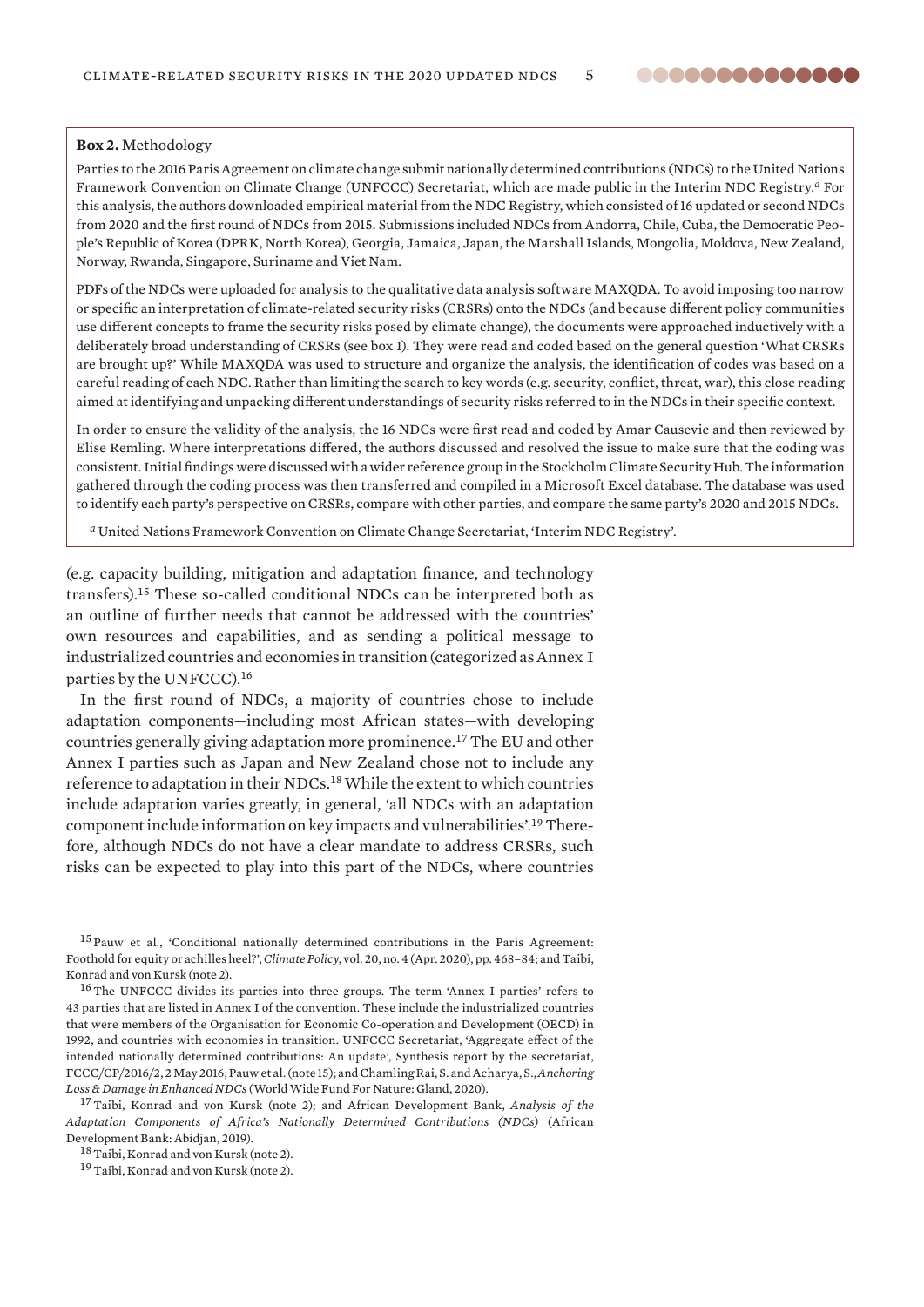**Box 2.** Methodology

Parties to the 2016 Paris Agreement on climate change submit nationally determined contributions (NDCs) to the United Nations Framework Convention on Climate Change (UNFCCC) Secretariat, which are made public in the Interim NDC Registry.[a] For this analysis, the authors downloaded empirical material from the NDC Registry, which consisted of 16 updated or second NDCs from 2020 and the first round of NDCs from 2015. Submissions included NDCs from Andorra, Chile, Cuba, the Democratic People's Republic of Korea (DPRK, North Korea), Georgia, Jamaica, Japan, the Marshall Islands, Mongolia, Moldova, New Zealand, Norway, Rwanda, Singapore, Suriname and Viet Nam.

PDFs of the NDCs were uploaded for analysis to the qualitative data analysis software MAXQDA. To avoid imposing too narrow or specific an interpretation of climate-related security risks (CRSRs) onto the NDCs (and because different policy communities use different concepts to frame the security risks posed by climate change), the documents were approached inductively with a deliberately broad understanding of CRSRs (see box 1). They were read and coded based on the general question 'What CRSRs are brought up?' While MAXQDA was used to structure and organize the analysis, the identification of codes was based on a careful reading of each NDC. Rather than limiting the search to key words (e.g. security, conflict, threat, war), this close reading aimed at identifying and unpacking different understandings of security risks referred to in the NDCs in their specific context.

In order to ensure the validity of the analysis, the 16 NDCs were first read and coded by Amar Causevic and then reviewed by Elise Remling. Where interpretations differed, the authors discussed and resolved the issue to make sure that the coding was consistent. Initial findings were discussed with a wider reference group in the Stockholm Climate Security Hub. The information gathered through the coding process was then transferred and compiled in a Microsoft Excel database. The database was used to identify each party's perspective on CRSRs, compare with other parties, and compare the same party's 2020 and 2015 NDCs.

[a] United Nations Framework Convention on Climate Change Secretariat, 'Interim NDC Registry'.

(e.g. capacity building, mitigation and adaptation finance, and technology transfers).[15] These so-called conditional NDCs can be interpreted both as an outline of further needs that cannot be addressed with the countries' own resources and capabilities, and as sending a political message to industrialized countries and economies in transition (categorized as Annex I parties by the UNFCCC).[16]

In the first round of NDCs, a majority of countries chose to include adaptation components—including most African states—with developing countries generally giving adaptation more prominence.[17] The EU and other Annex I parties such as Japan and New Zealand chose not to include any reference to adaptation in their NDCs.[18] While the extent to which countries include adaptation varies greatly, in general, 'all NDCs with an adaptation component include information on key impacts and vulnerabilities'.[19] Therefore, although NDCs do not have a clear mandate to address CRSRs, such risks can be expected to play into this part of the NDCs, where countries

[15] Pauw et al., 'Conditional nationally determined contributions in the Paris Agreement: Foothold for equity or achilles heel?', *Climate Policy*, vol. 20, no. 4 (Apr. 2020), pp. 468–84; and Taibi, Konrad and von Kursk (note 2).

[16] The UNFCCC divides its parties into three groups. The term 'Annex I parties' refers to 43 parties that are listed in Annex I of the convention. These include the industrialized countries that were members of the Organisation for Economic Co-operation and Development (OECD) in 1992, and countries with economies in transition. UNFCCC Secretariat, 'Aggregate effect of the intended nationally determined contributions: An update', Synthesis report by the secretariat, FCCC/CP/2016/2, 2 May 2016; Pauw et al. (note 15); and Chamling Rai, S. and Acharya, S., *Anchoring Loss & Damage in Enhanced NDCs* (World Wide Fund For Nature: Gland, 2020).

[17] Taibi, Konrad and von Kursk (note 2); and African Development Bank, *Analysis of the Adaptation Components of Africa's Nationally Determined Contributions (NDCs)* (African Development Bank: Abidjan, 2019).

[18] Taibi, Konrad and von Kursk (note 2).

[19] Taibi, Konrad and von Kursk (note 2).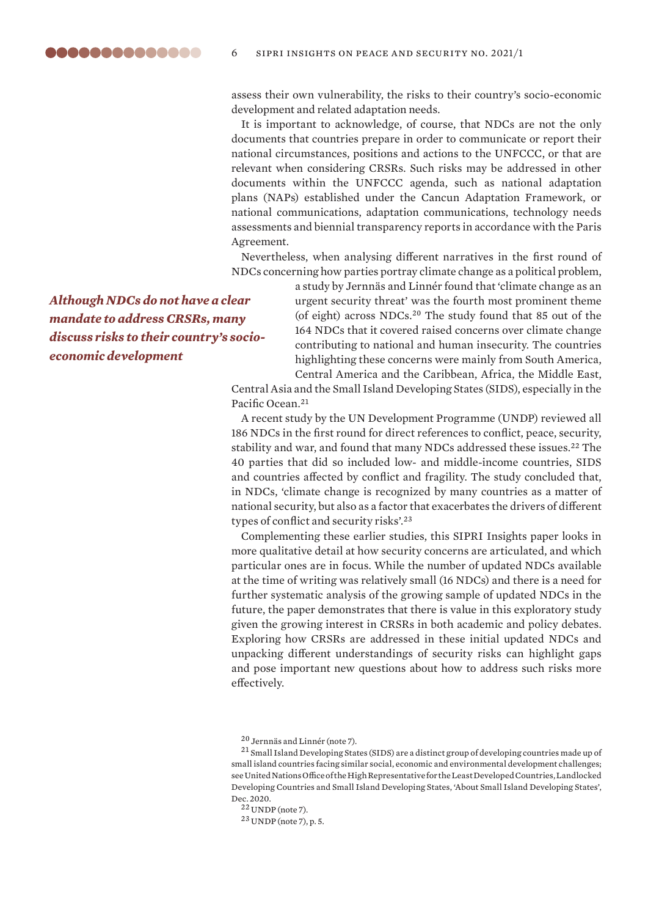assess their own vulnerability, the risks to their country's socio-economic development and related adaptation needs.

It is important to acknowledge, of course, that NDCs are not the only documents that countries prepare in order to communicate or report their national circumstances, positions and actions to the UNFCCC, or that are relevant when considering CRSRs. Such risks may be addressed in other documents within the UNFCCC agenda, such as national adaptation plans (NAPs) established under the Cancun Adaptation Framework, or national communications, adaptation communications, technology needs assessments and biennial transparency reports in accordance with the Paris Agreement.

Nevertheless, when analysing different narratives in the first round of NDCs concerning how parties portray climate change as a political problem, a study by Jernnäs and Linnér found that 'climate change as an urgent security threat' was the fourth most prominent theme (of eight) across NDCs.[20] The study found that 85 out of the 164 NDCs that it covered raised concerns over climate change contributing to national and human insecurity. The countries highlighting these concerns were mainly from South America, Central America and the Caribbean, Africa, the Middle East, Central Asia and the Small Island Developing States (SIDS), especially in the Pacific Ocean.[21]

***Although NDCs do not have a clear mandate to address CRSRs, many discuss risks to their country's socio-economic development***

A recent study by the UN Development Programme (UNDP) reviewed all 186 NDCs in the first round for direct references to conflict, peace, security, stability and war, and found that many NDCs addressed these issues.[22] The 40 parties that did so included low- and middle-income countries, SIDS and countries affected by conflict and fragility. The study concluded that, in NDCs, 'climate change is recognized by many countries as a matter of national security, but also as a factor that exacerbates the drivers of different types of conflict and security risks'.[23]

Complementing these earlier studies, this SIPRI Insights paper looks in more qualitative detail at how security concerns are articulated, and which particular ones are in focus. While the number of updated NDCs available at the time of writing was relatively small (16 NDCs) and there is a need for further systematic analysis of the growing sample of updated NDCs in the future, the paper demonstrates that there is value in this exploratory study given the growing interest in CRSRs in both academic and policy debates. Exploring how CRSRs are addressed in these initial updated NDCs and unpacking different understandings of security risks can highlight gaps and pose important new questions about how to address such risks more effectively.

[20] Jernnäs and Linnér (note 7).

[21] Small Island Developing States (SIDS) are a distinct group of developing countries made up of small island countries facing similar social, economic and environmental development challenges; see United Nations Office of the High Representative for the Least Developed Countries, Landlocked Developing Countries and Small Island Developing States, 'About Small Island Developing States', Dec. 2020.

[22] UNDP (note 7).

[23] UNDP (note 7), p. 5.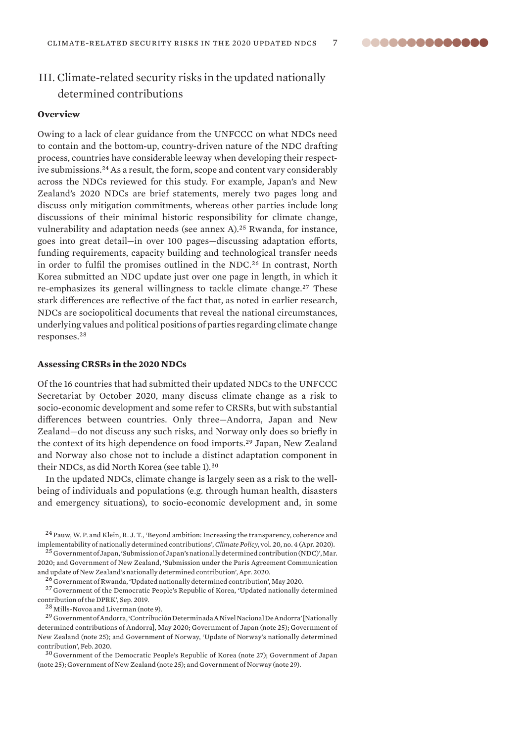## III. Climate-related security risks in the updated nationally determined contributions

### Overview

Owing to a lack of clear guidance from the UNFCCC on what NDCs need to contain and the bottom-up, country-driven nature of the NDC drafting process, countries have considerable leeway when developing their respective submissions.[24] As a result, the form, scope and content vary considerably across the NDCs reviewed for this study. For example, Japan's and New Zealand's 2020 NDCs are brief statements, merely two pages long and discuss only mitigation commitments, whereas other parties include long discussions of their minimal historic responsibility for climate change, vulnerability and adaptation needs (see annex A).[25] Rwanda, for instance, goes into great detail—in over 100 pages—discussing adaptation efforts, funding requirements, capacity building and technological transfer needs in order to fulfil the promises outlined in the NDC.[26] In contrast, North Korea submitted an NDC update just over one page in length, in which it re-emphasizes its general willingness to tackle climate change.[27] These stark differences are reflective of the fact that, as noted in earlier research, NDCs are sociopolitical documents that reveal the national circumstances, underlying values and political positions of parties regarding climate change responses.[28]

### Assessing CRSRs in the 2020 NDCs

Of the 16 countries that had submitted their updated NDCs to the UNFCCC Secretariat by October 2020, many discuss climate change as a risk to socio-economic development and some refer to CRSRs, but with substantial differences between countries. Only three—Andorra, Japan and New Zealand—do not discuss any such risks, and Norway only does so briefly in the context of its high dependence on food imports.[29] Japan, New Zealand and Norway also chose not to include a distinct adaptation component in their NDCs, as did North Korea (see table 1).[30]

In the updated NDCs, climate change is largely seen as a risk to the well-being of individuals and populations (e.g. through human health, disasters and emergency situations), to socio-economic development and, in some

---

[24] Pauw, W. P. and Klein, R. J. T., 'Beyond ambition: Increasing the transparency, coherence and implementability of nationally determined contributions', *Climate Policy*, vol. 20, no. 4 (Apr. 2020).

[25] Government of Japan, 'Submission of Japan's nationally determined contribution (NDC)', Mar. 2020; and Government of New Zealand, 'Submission under the Paris Agreement Communication and update of New Zealand's nationally determined contribution', Apr. 2020.

[26] Government of Rwanda, 'Updated nationally determined contribution', May 2020.

[27] Government of the Democratic People's Republic of Korea, 'Updated nationally determined contribution of the DPRK', Sep. 2019.

[28] Mills-Novoa and Liverman (note 9).

[29] Government of Andorra, 'Contribución Determinada A Nivel Nacional De Andorra' [Nationally determined contributions of Andorra], May 2020; Government of Japan (note 25); Government of New Zealand (note 25); and Government of Norway, 'Update of Norway's nationally determined contribution', Feb. 2020.

[30] Government of the Democratic People's Republic of Korea (note 27); Government of Japan (note 25); Government of New Zealand (note 25); and Government of Norway (note 29).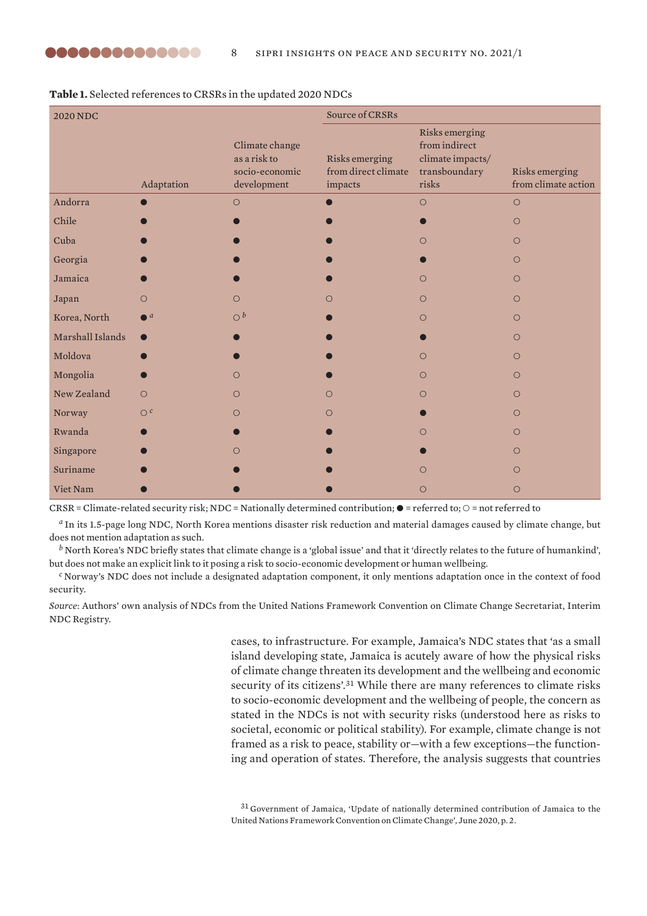**Table 1.** Selected references to CRSRs in the updated 2020 NDCs

| 2020 NDC | Source of CRSRs | | | | |
|---|---|---|---|---|---|
| | Adaptation | Climate change as a risk to socio-economic development | Risks emerging from direct climate impacts | Risks emerging from indirect climate impacts/ transboundary risks | Risks emerging from climate action |
| Andorra | ● | ○ | ● | ○ | ○ |
| Chile | ● | ● | ● | ● | ○ |
| Cuba | ● | ● | ● | ○ | ○ |
| Georgia | ● | ● | ● | ● | ○ |
| Jamaica | ● | ● | ● | ○ | ○ |
| Japan | ○ | ○ | ○ | ○ | ○ |
| Korea, North | ● [a] | ○ [b] | ● | ○ | ○ |
| Marshall Islands | ● | ● | ● | ● | ○ |
| Moldova | ● | ● | ● | ○ | ○ |
| Mongolia | ● | ○ | ● | ○ | ○ |
| New Zealand | ○ | ○ | ○ | ○ | ○ |
| Norway | ○ [c] | ○ | ○ | ● | ○ |
| Rwanda | ● | ● | ● | ○ | ○ |
| Singapore | ● | ○ | ● | ● | ○ |
| Suriname | ● | ● | ● | ○ | ○ |
| Viet Nam | ● | ● | ● | ○ | ○ |

CRSR = Climate-related security risk; NDC = Nationally determined contribution; ● = referred to; ○ = not referred to

[a] In its 1.5-page long NDC, North Korea mentions disaster risk reduction and material damages caused by climate change, but does not mention adaptation as such.

[b] North Korea's NDC briefly states that climate change is a 'global issue' and that it 'directly relates to the future of humankind', but does not make an explicit link to it posing a risk to socio-economic development or human wellbeing.

[c] Norway's NDC does not include a designated adaptation component, it only mentions adaptation once in the context of food security.

*Source*: Authors' own analysis of NDCs from the United Nations Framework Convention on Climate Change Secretariat, Interim NDC Registry.

cases, to infrastructure. For example, Jamaica's NDC states that 'as a small island developing state, Jamaica is acutely aware of how the physical risks of climate change threaten its development and the wellbeing and economic security of its citizens'.[31] While there are many references to climate risks to socio-economic development and the wellbeing of people, the concern as stated in the NDCs is not with security risks (understood here as risks to societal, economic or political stability). For example, climate change is not framed as a risk to peace, stability or—with a few exceptions—the functioning and operation of states. Therefore, the analysis suggests that countries

[31] Government of Jamaica, 'Update of nationally determined contribution of Jamaica to the United Nations Framework Convention on Climate Change', June 2020, p. 2.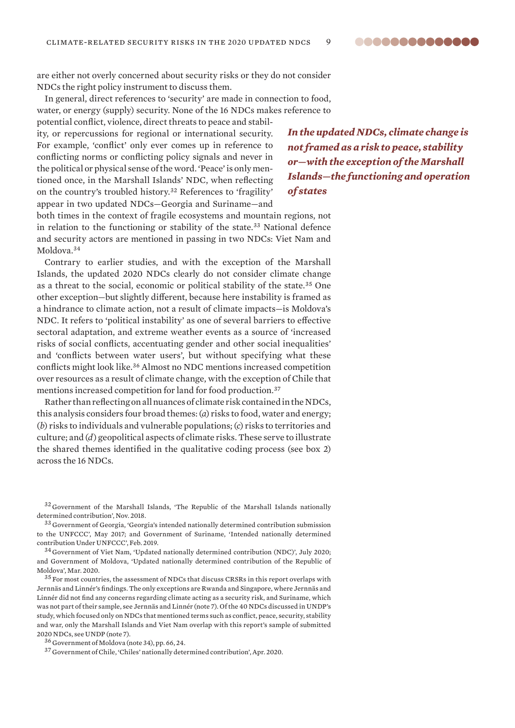are either not overly concerned about security risks or they do not consider NDCs the right policy instrument to discuss them.

In general, direct references to 'security' are made in connection to food, water, or energy (supply) security. None of the 16 NDCs makes reference to potential conflict, violence, direct threats to peace and stability, or repercussions for regional or international security. For example, 'conflict' only ever comes up in reference to conflicting norms or conflicting policy signals and never in the political or physical sense of the word. 'Peace' is only mentioned once, in the Marshall Islands' NDC, when reflecting on the country's troubled history.[32] References to 'fragility' appear in two updated NDCs—Georgia and Suriname—and both times in the context of fragile ecosystems and mountain regions, not in relation to the functioning or stability of the state.[33] National defence and security actors are mentioned in passing in two NDCs: Viet Nam and Moldova.[34]

***In the updated NDCs, climate change is not framed as a risk to peace, stability or—with the exception of the Marshall Islands—the functioning and operation of states***

Contrary to earlier studies, and with the exception of the Marshall Islands, the updated 2020 NDCs clearly do not consider climate change as a threat to the social, economic or political stability of the state.[35] One other exception—but slightly different, because here instability is framed as a hindrance to climate action, not a result of climate impacts—is Moldova's NDC. It refers to 'political instability' as one of several barriers to effective sectoral adaptation, and extreme weather events as a source of 'increased risks of social conflicts, accentuating gender and other social inequalities' and 'conflicts between water users', but without specifying what these conflicts might look like.[36] Almost no NDC mentions increased competition over resources as a result of climate change, with the exception of Chile that mentions increased competition for land for food production.[37]

Rather than reflecting on all nuances of climate risk contained in the NDCs, this analysis considers four broad themes: (*a*) risks to food, water and energy; (*b*) risks to individuals and vulnerable populations; (*c*) risks to territories and culture; and (*d*) geopolitical aspects of climate risks. These serve to illustrate the shared themes identified in the qualitative coding process (see box 2) across the 16 NDCs.

[32] Government of the Marshall Islands, 'The Republic of the Marshall Islands nationally determined contribution', Nov. 2018.

[33] Government of Georgia, 'Georgia's intended nationally determined contribution submission to the UNFCCC', May 2017; and Government of Suriname, 'Intended nationally determined contribution Under UNFCCC', Feb. 2019.

[34] Government of Viet Nam, 'Updated nationally determined contribution (NDC)', July 2020; and Government of Moldova, 'Updated nationally determined contribution of the Republic of Moldova', Mar. 2020.

[35] For most countries, the assessment of NDCs that discuss CRSRs in this report overlaps with Jernnäs and Linnér's findings. The only exceptions are Rwanda and Singapore, where Jernnäs and Linnér did not find any concerns regarding climate acting as a security risk, and Suriname, which was not part of their sample, see Jernnäs and Linnér (note 7). Of the 40 NDCs discussed in UNDP's study, which focused only on NDCs that mentioned terms such as conflict, peace, security, stability and war, only the Marshall Islands and Viet Nam overlap with this report's sample of submitted 2020 NDCs, see UNDP (note 7).

[36] Government of Moldova (note 34), pp. 66, 24.

[37] Government of Chile, 'Chiles' nationally determined contribution', Apr. 2020.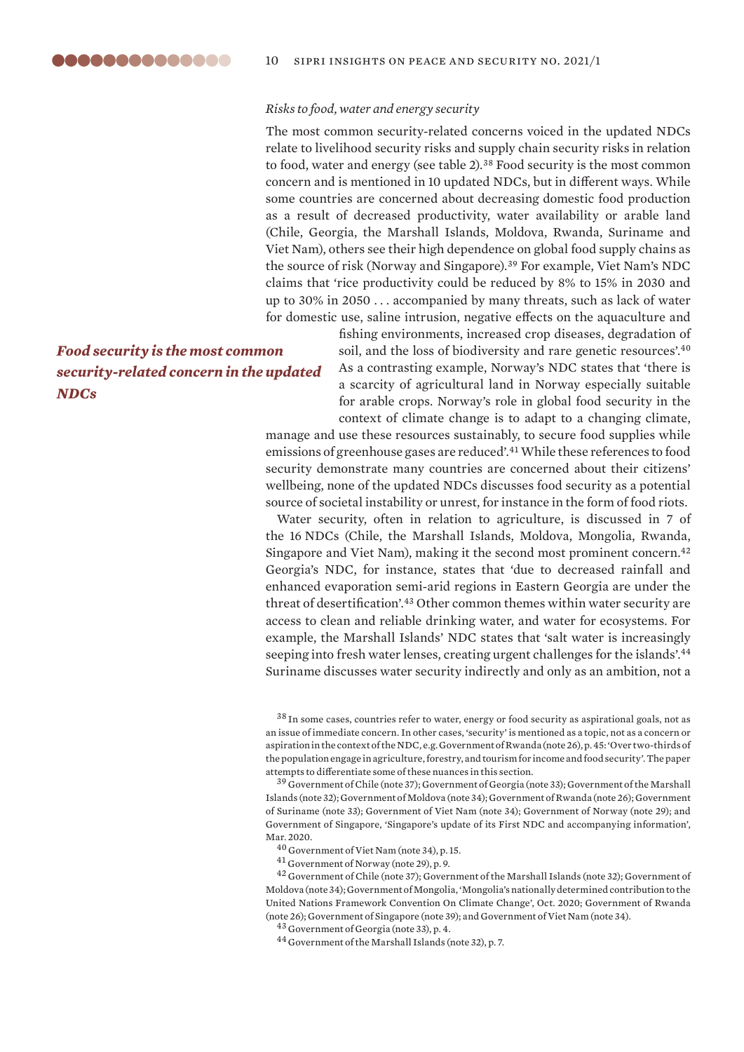*Risks to food, water and energy security*

The most common security-related concerns voiced in the updated NDCs relate to livelihood security risks and supply chain security risks in relation to food, water and energy (see table 2).[38] Food security is the most common concern and is mentioned in 10 updated NDCs, but in different ways. While some countries are concerned about decreasing domestic food production as a result of decreased productivity, water availability or arable land (Chile, Georgia, the Marshall Islands, Moldova, Rwanda, Suriname and Viet Nam), others see their high dependence on global food supply chains as the source of risk (Norway and Singapore).[39] For example, Viet Nam's NDC claims that 'rice productivity could be reduced by 8% to 15% in 2030 and up to 30% in 2050 . . . accompanied by many threats, such as lack of water for domestic use, saline intrusion, negative effects on the aquaculture and fishing environments, increased crop diseases, degradation of soil, and the loss of biodiversity and rare genetic resources'.[40] As a contrasting example, Norway's NDC states that 'there is a scarcity of agricultural land in Norway especially suitable for arable crops. Norway's role in global food security in the context of climate change is to adapt to a changing climate, manage and use these resources sustainably, to secure food supplies while emissions of greenhouse gases are reduced'.[41] While these references to food security demonstrate many countries are concerned about their citizens' wellbeing, none of the updated NDCs discusses food security as a potential source of societal instability or unrest, for instance in the form of food riots.

***Food security is the most common security-related concern in the updated NDCs***

Water security, often in relation to agriculture, is discussed in 7 of the 16 NDCs (Chile, the Marshall Islands, Moldova, Mongolia, Rwanda, Singapore and Viet Nam), making it the second most prominent concern.[42] Georgia's NDC, for instance, states that 'due to decreased rainfall and enhanced evaporation semi-arid regions in Eastern Georgia are under the threat of desertification'.[43] Other common themes within water security are access to clean and reliable drinking water, and water for ecosystems. For example, the Marshall Islands' NDC states that 'salt water is increasingly seeping into fresh water lenses, creating urgent challenges for the islands'.[44] Suriname discusses water security indirectly and only as an ambition, not a

---

[38] In some cases, countries refer to water, energy or food security as aspirational goals, not as an issue of immediate concern. In other cases, 'security' is mentioned as a topic, not as a concern or aspiration in the context of the NDC, e.g. Government of Rwanda (note 26), p. 45: 'Over two-thirds of the population engage in agriculture, forestry, and tourism for income and food security'. The paper attempts to differentiate some of these nuances in this section.

[39] Government of Chile (note 37); Government of Georgia (note 33); Government of the Marshall Islands (note 32); Government of Moldova (note 34); Government of Rwanda (note 26); Government of Suriname (note 33); Government of Viet Nam (note 34); Government of Norway (note 29); and Government of Singapore, 'Singapore's update of its First NDC and accompanying information', Mar. 2020.

[40] Government of Viet Nam (note 34), p. 15.

[41] Government of Norway (note 29), p. 9.

[42] Government of Chile (note 37); Government of the Marshall Islands (note 32); Government of Moldova (note 34); Government of Mongolia, 'Mongolia's nationally determined contribution to the United Nations Framework Convention On Climate Change', Oct. 2020; Government of Rwanda (note 26); Government of Singapore (note 39); and Government of Viet Nam (note 34).

[43] Government of Georgia (note 33), p. 4.

[44] Government of the Marshall Islands (note 32), p. 7.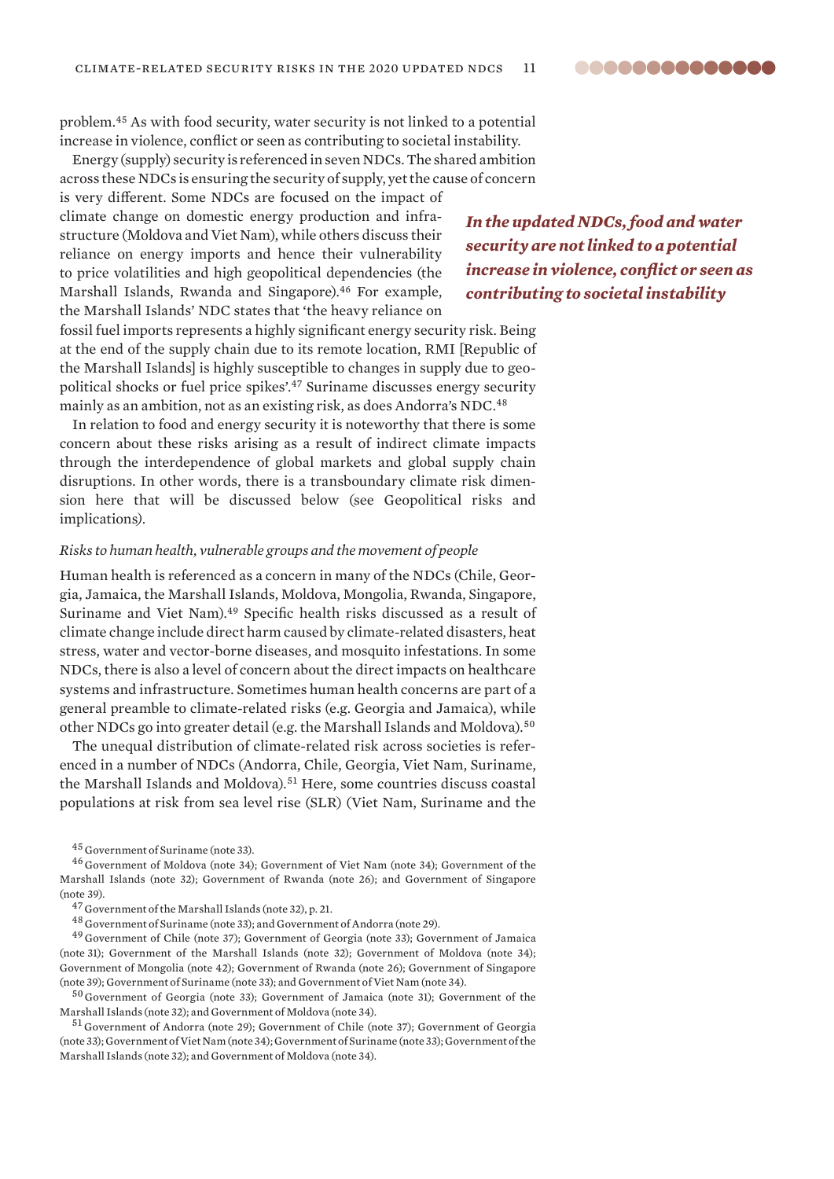problem.[45] As with food security, water security is not linked to a potential increase in violence, conflict or seen as contributing to societal instability.

Energy (supply) security is referenced in seven NDCs. The shared ambition across these NDCs is ensuring the security of supply, yet the cause of concern is very different. Some NDCs are focused on the impact of climate change on domestic energy production and infrastructure (Moldova and Viet Nam), while others discuss their reliance on energy imports and hence their vulnerability to price volatilities and high geopolitical dependencies (the Marshall Islands, Rwanda and Singapore).[46] For example, the Marshall Islands' NDC states that 'the heavy reliance on fossil fuel imports represents a highly significant energy security risk. Being at the end of the supply chain due to its remote location, RMI [Republic of the Marshall Islands] is highly susceptible to changes in supply due to geopolitical shocks or fuel price spikes'.[47] Suriname discusses energy security mainly as an ambition, not as an existing risk, as does Andorra's NDC.[48]

***In the updated NDCs, food and water security are not linked to a potential increase in violence, conflict or seen as contributing to societal instability***

In relation to food and energy security it is noteworthy that there is some concern about these risks arising as a result of indirect climate impacts through the interdependence of global markets and global supply chain disruptions. In other words, there is a transboundary climate risk dimension here that will be discussed below (see Geopolitical risks and implications).

### *Risks to human health, vulnerable groups and the movement of people*

Human health is referenced as a concern in many of the NDCs (Chile, Georgia, Jamaica, the Marshall Islands, Moldova, Mongolia, Rwanda, Singapore, Suriname and Viet Nam).[49] Specific health risks discussed as a result of climate change include direct harm caused by climate-related disasters, heat stress, water and vector-borne diseases, and mosquito infestations. In some NDCs, there is also a level of concern about the direct impacts on healthcare systems and infrastructure. Sometimes human health concerns are part of a general preamble to climate-related risks (e.g. Georgia and Jamaica), while other NDCs go into greater detail (e.g. the Marshall Islands and Moldova).[50]

The unequal distribution of climate-related risk across societies is referenced in a number of NDCs (Andorra, Chile, Georgia, Viet Nam, Suriname, the Marshall Islands and Moldova).[51] Here, some countries discuss coastal populations at risk from sea level rise (SLR) (Viet Nam, Suriname and the

[45] Government of Suriname (note 33).

[46] Government of Moldova (note 34); Government of Viet Nam (note 34); Government of the Marshall Islands (note 32); Government of Rwanda (note 26); and Government of Singapore (note 39).

[47] Government of the Marshall Islands (note 32), p. 21.

[48] Government of Suriname (note 33); and Government of Andorra (note 29).

[49] Government of Chile (note 37); Government of Georgia (note 33); Government of Jamaica (note 31); Government of the Marshall Islands (note 32); Government of Moldova (note 34); Government of Mongolia (note 42); Government of Rwanda (note 26); Government of Singapore (note 39); Government of Suriname (note 33); and Government of Viet Nam (note 34).

[50] Government of Georgia (note 33); Government of Jamaica (note 31); Government of the Marshall Islands (note 32); and Government of Moldova (note 34).

[51] Government of Andorra (note 29); Government of Chile (note 37); Government of Georgia (note 33); Government of Viet Nam (note 34); Government of Suriname (note 33); Government of the Marshall Islands (note 32); and Government of Moldova (note 34).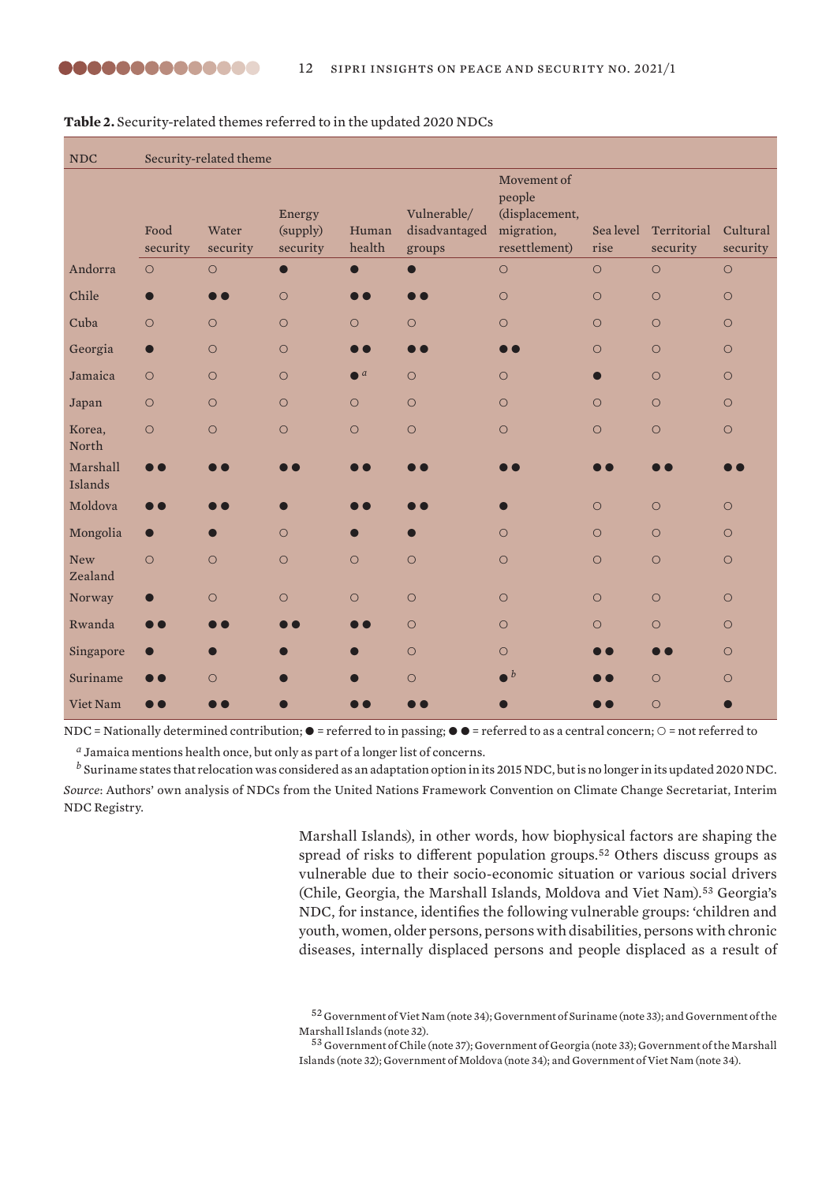**Table 2.** Security-related themes referred to in the updated 2020 NDCs

| NDC | Security-related theme | | | | | | | | |
|---|---|---|---|---|---|---|---|---|---|
| | Food security | Water security | Energy (supply) security | Human health | Vulnerable/ disadvantaged groups | Movement of people (displacement, migration, resettlement) | Sea level rise | Territorial security | Cultural security |
| Andorra | ○ | ○ | ● | ● | ● | ○ | ○ | ○ | ○ |
| Chile | ● | ● ● | ○ | ● ● | ● ● | ○ | ○ | ○ | ○ |
| Cuba | ○ | ○ | ○ | ○ | ○ | ○ | ○ | ○ | ○ |
| Georgia | ● | ○ | ○ | ● ● | ● ● | ● ● | ○ | ○ | ○ |
| Jamaica | ○ | ○ | ○ | ● [a] | ○ | ○ | ● | ○ | ○ |
| Japan | ○ | ○ | ○ | ○ | ○ | ○ | ○ | ○ | ○ |
| Korea, North | ○ | ○ | ○ | ○ | ○ | ○ | ○ | ○ | ○ |
| Marshall Islands | ● ● | ● ● | ● ● | ● ● | ● ● | ● ● | ● ● | ● ● | ● ● |
| Moldova | ● ● | ● ● | ● | ● ● | ● ● | ● | ○ | ○ | ○ |
| Mongolia | ● | ● | ○ | ● | ● | ○ | ○ | ○ | ○ |
| New Zealand | ○ | ○ | ○ | ○ | ○ | ○ | ○ | ○ | ○ |
| Norway | ● | ○ | ○ | ○ | ○ | ○ | ○ | ○ | ○ |
| Rwanda | ● ● | ● ● | ● ● | ● ● | ○ | ○ | ○ | ○ | ○ |
| Singapore | ● | ● | ● | ● | ○ | ○ | ● ● | ● ● | ○ |
| Suriname | ● ● | ○ | ● | ● | ○ | ● [b] | ● ● | ○ | ○ |
| Viet Nam | ● ● | ● ● | ● | ● ● | ● ● | ● | ● ● | ○ | ● |

NDC = Nationally determined contribution; ● = referred to in passing; ● ● = referred to as a central concern; ○ = not referred to

[a] Jamaica mentions health once, but only as part of a longer list of concerns.

[b] Suriname states that relocation was considered as an adaptation option in its 2015 NDC, but is no longer in its updated 2020 NDC.

*Source*: Authors' own analysis of NDCs from the United Nations Framework Convention on Climate Change Secretariat, Interim NDC Registry.

Marshall Islands), in other words, how biophysical factors are shaping the spread of risks to different population groups.[52] Others discuss groups as vulnerable due to their socio-economic situation or various social drivers (Chile, Georgia, the Marshall Islands, Moldova and Viet Nam).[53] Georgia's NDC, for instance, identifies the following vulnerable groups: 'children and youth, women, older persons, persons with disabilities, persons with chronic diseases, internally displaced persons and people displaced as a result of

[52] Government of Viet Nam (note 34); Government of Suriname (note 33); and Government of the Marshall Islands (note 32).

[53] Government of Chile (note 37); Government of Georgia (note 33); Government of the Marshall Islands (note 32); Government of Moldova (note 34); and Government of Viet Nam (note 34).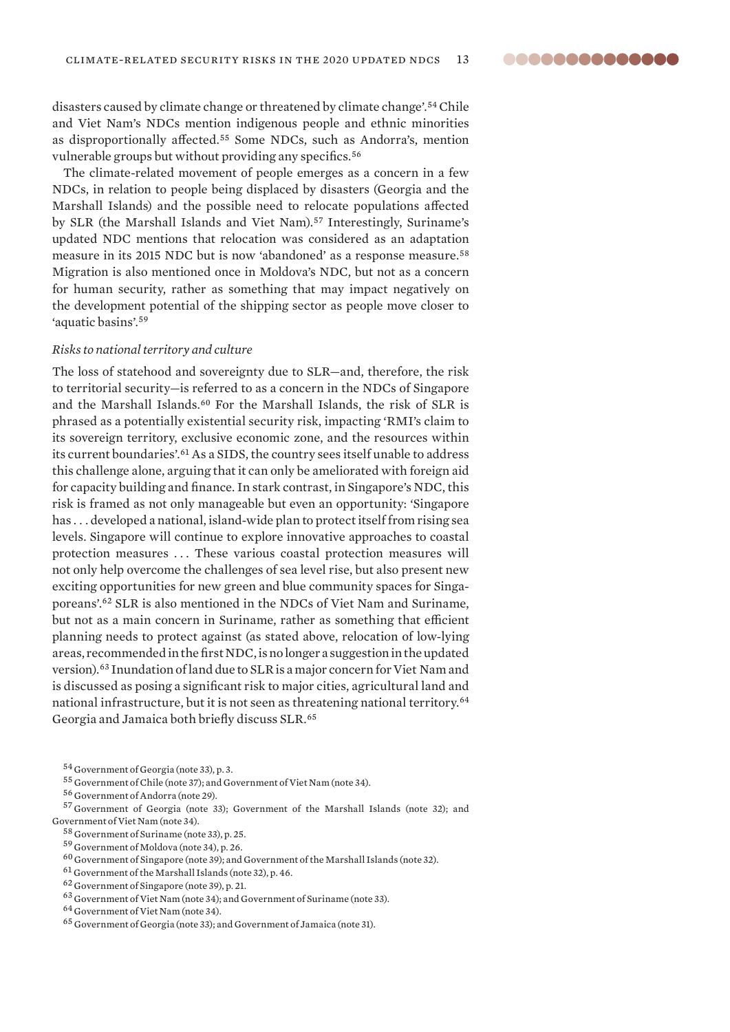disasters caused by climate change or threatened by climate change'.[54] Chile and Viet Nam's NDCs mention indigenous people and ethnic minorities as disproportionally affected.[55] Some NDCs, such as Andorra's, mention vulnerable groups but without providing any specifics.[56]

The climate-related movement of people emerges as a concern in a few NDCs, in relation to people being displaced by disasters (Georgia and the Marshall Islands) and the possible need to relocate populations affected by SLR (the Marshall Islands and Viet Nam).[57] Interestingly, Suriname's updated NDC mentions that relocation was considered as an adaptation measure in its 2015 NDC but is now 'abandoned' as a response measure.[58] Migration is also mentioned once in Moldova's NDC, but not as a concern for human security, rather as something that may impact negatively on the development potential of the shipping sector as people move closer to 'aquatic basins'.[59]

*Risks to national territory and culture*

The loss of statehood and sovereignty due to SLR—and, therefore, the risk to territorial security—is referred to as a concern in the NDCs of Singapore and the Marshall Islands.[60] For the Marshall Islands, the risk of SLR is phrased as a potentially existential security risk, impacting 'RMI's claim to its sovereign territory, exclusive economic zone, and the resources within its current boundaries'.[61] As a SIDS, the country sees itself unable to address this challenge alone, arguing that it can only be ameliorated with foreign aid for capacity building and finance. In stark contrast, in Singapore's NDC, this risk is framed as not only manageable but even an opportunity: 'Singapore has . . . developed a national, island-wide plan to protect itself from rising sea levels. Singapore will continue to explore innovative approaches to coastal protection measures . . . These various coastal protection measures will not only help overcome the challenges of sea level rise, but also present new exciting opportunities for new green and blue community spaces for Singaporeans'.[62] SLR is also mentioned in the NDCs of Viet Nam and Suriname, but not as a main concern in Suriname, rather as something that efficient planning needs to protect against (as stated above, relocation of low-lying areas, recommended in the first NDC, is no longer a suggestion in the updated version).[63] Inundation of land due to SLR is a major concern for Viet Nam and is discussed as posing a significant risk to major cities, agricultural land and national infrastructure, but it is not seen as threatening national territory.[64] Georgia and Jamaica both briefly discuss SLR.[65]

[54] Government of Georgia (note 33), p. 3.

[55] Government of Chile (note 37); and Government of Viet Nam (note 34).

[56] Government of Andorra (note 29).

[57] Government of Georgia (note 33); Government of the Marshall Islands (note 32); and Government of Viet Nam (note 34).

[58] Government of Suriname (note 33), p. 25.

[59] Government of Moldova (note 34), p. 26.

[60] Government of Singapore (note 39); and Government of the Marshall Islands (note 32).

[61] Government of the Marshall Islands (note 32), p. 46.

[62] Government of Singapore (note 39), p. 21.

[63] Government of Viet Nam (note 34); and Government of Suriname (note 33).

[64] Government of Viet Nam (note 34).

[65] Government of Georgia (note 33); and Government of Jamaica (note 31).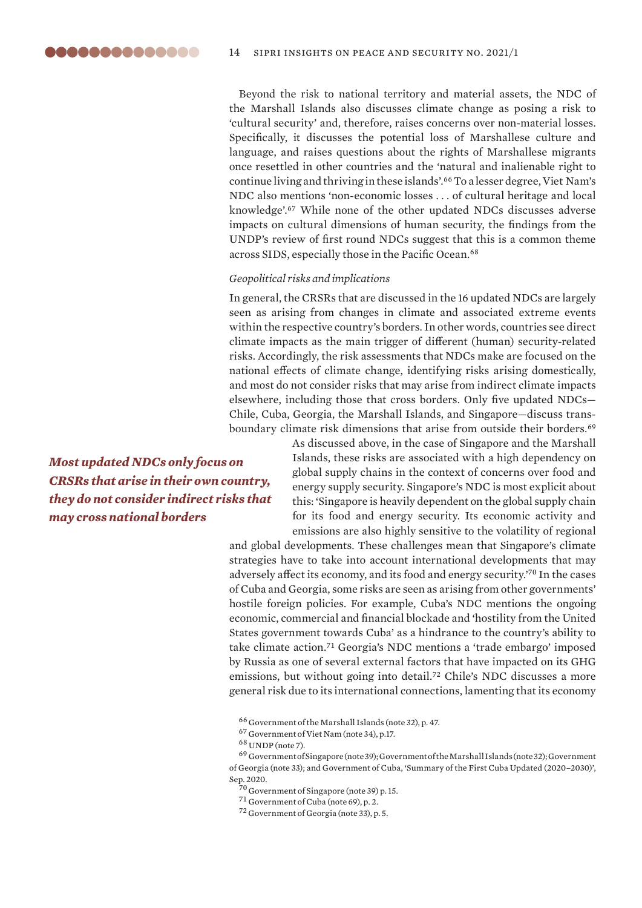Beyond the risk to national territory and material assets, the NDC of the Marshall Islands also discusses climate change as posing a risk to 'cultural security' and, therefore, raises concerns over non-material losses. Specifically, it discusses the potential loss of Marshallese culture and language, and raises questions about the rights of Marshallese migrants once resettled in other countries and the 'natural and inalienable right to continue living and thriving in these islands'.[66] To a lesser degree, Viet Nam's NDC also mentions 'non-economic losses . . . of cultural heritage and local knowledge'.[67] While none of the other updated NDCs discusses adverse impacts on cultural dimensions of human security, the findings from the UNDP's review of first round NDCs suggest that this is a common theme across SIDS, especially those in the Pacific Ocean.[68]

*Geopolitical risks and implications*

In general, the CRSRs that are discussed in the 16 updated NDCs are largely seen as arising from changes in climate and associated extreme events within the respective country's borders. In other words, countries see direct climate impacts as the main trigger of different (human) security-related risks. Accordingly, the risk assessments that NDCs make are focused on the national effects of climate change, identifying risks arising domestically, and most do not consider risks that may arise from indirect climate impacts elsewhere, including those that cross borders. Only five updated NDCs—Chile, Cuba, Georgia, the Marshall Islands, and Singapore—discuss transboundary climate risk dimensions that arise from outside their borders.[69]

***Most updated NDCs only focus on CRSRs that arise in their own country, they do not consider indirect risks that may cross national borders***

As discussed above, in the case of Singapore and the Marshall Islands, these risks are associated with a high dependency on global supply chains in the context of concerns over food and energy supply security. Singapore's NDC is most explicit about this: 'Singapore is heavily dependent on the global supply chain for its food and energy security. Its economic activity and emissions are also highly sensitive to the volatility of regional and global developments. These challenges mean that Singapore's climate strategies have to take into account international developments that may adversely affect its economy, and its food and energy security.'[70] In the cases of Cuba and Georgia, some risks are seen as arising from other governments' hostile foreign policies. For example, Cuba's NDC mentions the ongoing economic, commercial and financial blockade and 'hostility from the United States government towards Cuba' as a hindrance to the country's ability to take climate action.[71] Georgia's NDC mentions a 'trade embargo' imposed by Russia as one of several external factors that have impacted on its GHG emissions, but without going into detail.[72] Chile's NDC discusses a more general risk due to its international connections, lamenting that its economy

[66] Government of the Marshall Islands (note 32), p. 47.

[67] Government of Viet Nam (note 34), p.17.

[68] UNDP (note 7).

[69] Government of Singapore (note 39); Government of the Marshall Islands (note 32); Government of Georgia (note 33); and Government of Cuba, 'Summary of the First Cuba Updated (2020–2030)', Sep. 2020.

[70] Government of Singapore (note 39) p. 15.

[71] Government of Cuba (note 69), p. 2.

[72] Government of Georgia (note 33), p. 5.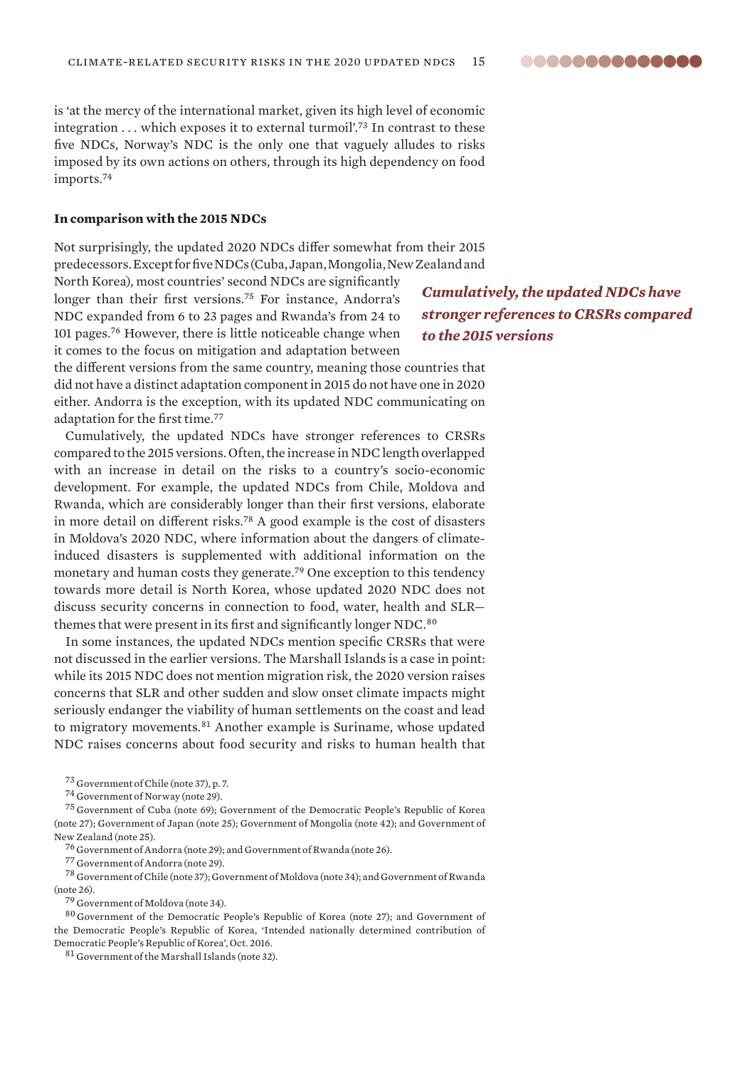is 'at the mercy of the international market, given its high level of economic integration . . . which exposes it to external turmoil'.[73] In contrast to these five NDCs, Norway's NDC is the only one that vaguely alludes to risks imposed by its own actions on others, through its high dependency on food imports.[74]

**In comparison with the 2015 NDCs**

Not surprisingly, the updated 2020 NDCs differ somewhat from their 2015 predecessors. Except for five NDCs (Cuba, Japan, Mongolia, New Zealand and North Korea), most countries' second NDCs are significantly longer than their first versions.[75] For instance, Andorra's NDC expanded from 6 to 23 pages and Rwanda's from 24 to 101 pages.[76] However, there is little noticeable change when it comes to the focus on mitigation and adaptation between the different versions from the same country, meaning those countries that did not have a distinct adaptation component in 2015 do not have one in 2020 either. Andorra is the exception, with its updated NDC communicating on adaptation for the first time.[77]

*Cumulatively, the updated NDCs have stronger references to CRSRs compared to the 2015 versions*

Cumulatively, the updated NDCs have stronger references to CRSRs compared to the 2015 versions. Often, the increase in NDC length overlapped with an increase in detail on the risks to a country's socio-economic development. For example, the updated NDCs from Chile, Moldova and Rwanda, which are considerably longer than their first versions, elaborate in more detail on different risks.[78] A good example is the cost of disasters in Moldova's 2020 NDC, where information about the dangers of climate-induced disasters is supplemented with additional information on the monetary and human costs they generate.[79] One exception to this tendency towards more detail is North Korea, whose updated 2020 NDC does not discuss security concerns in connection to food, water, health and SLR—themes that were present in its first and significantly longer NDC.[80]

In some instances, the updated NDCs mention specific CRSRs that were not discussed in the earlier versions. The Marshall Islands is a case in point: while its 2015 NDC does not mention migration risk, the 2020 version raises concerns that SLR and other sudden and slow onset climate impacts might seriously endanger the viability of human settlements on the coast and lead to migratory movements.[81] Another example is Suriname, whose updated NDC raises concerns about food security and risks to human health that

[73] Government of Chile (note 37), p. 7.

[74] Government of Norway (note 29).

[75] Government of Cuba (note 69); Government of the Democratic People's Republic of Korea (note 27); Government of Japan (note 25); Government of Mongolia (note 42); and Government of New Zealand (note 25).

[76] Government of Andorra (note 29); and Government of Rwanda (note 26).

[77] Government of Andorra (note 29).

[78] Government of Chile (note 37); Government of Moldova (note 34); and Government of Rwanda (note 26).

[79] Government of Moldova (note 34).

[80] Government of the Democratic People's Republic of Korea (note 27); and Government of the Democratic People's Republic of Korea, 'Intended nationally determined contribution of Democratic People's Republic of Korea', Oct. 2016.

[81] Government of the Marshall Islands (note 32).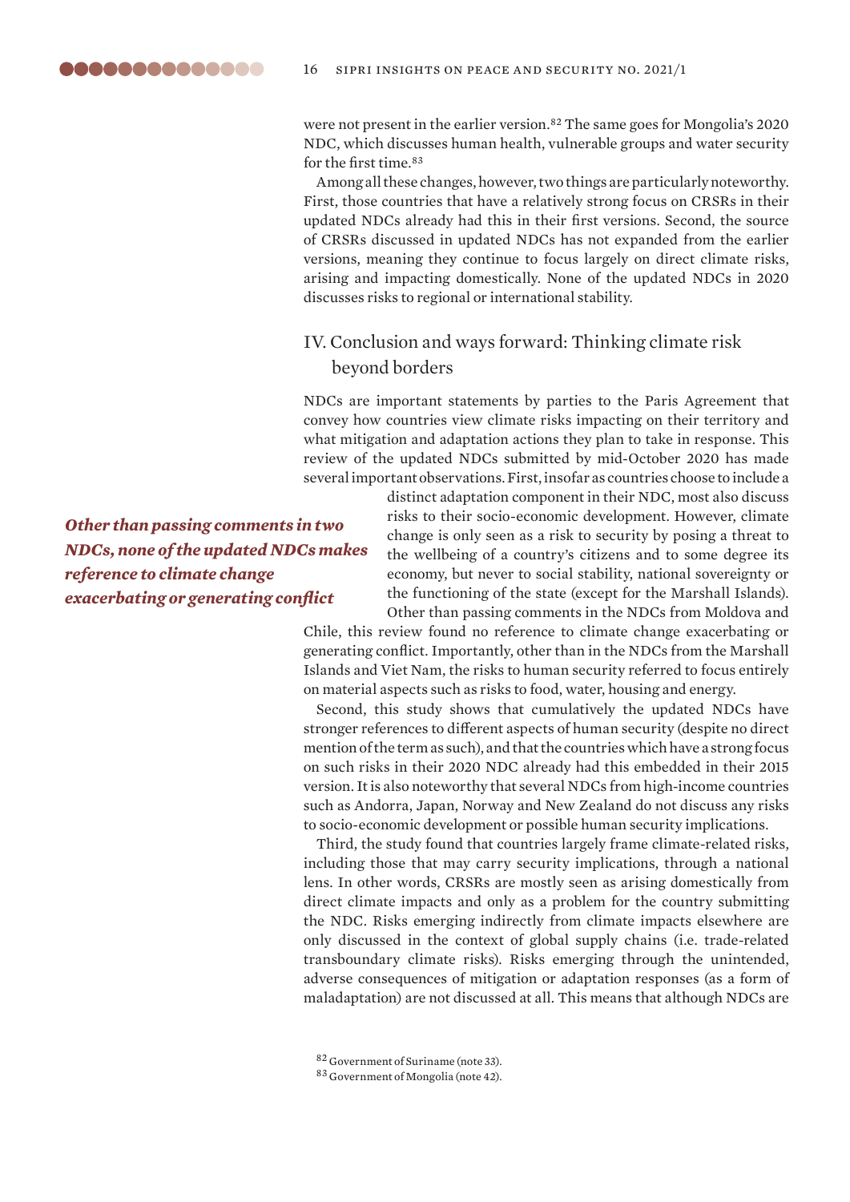were not present in the earlier version.[82] The same goes for Mongolia's 2020 NDC, which discusses human health, vulnerable groups and water security for the first time.[83]

Among all these changes, however, two things are particularly noteworthy. First, those countries that have a relatively strong focus on CRSRs in their updated NDCs already had this in their first versions. Second, the source of CRSRs discussed in updated NDCs has not expanded from the earlier versions, meaning they continue to focus largely on direct climate risks, arising and impacting domestically. None of the updated NDCs in 2020 discusses risks to regional or international stability.

## IV. Conclusion and ways forward: Thinking climate risk beyond borders

NDCs are important statements by parties to the Paris Agreement that convey how countries view climate risks impacting on their territory and what mitigation and adaptation actions they plan to take in response. This review of the updated NDCs submitted by mid-October 2020 has made several important observations. First, insofar as countries choose to include a distinct adaptation component in their NDC, most also discuss risks to their socio-economic development. However, climate change is only seen as a risk to security by posing a threat to the wellbeing of a country's citizens and to some degree its economy, but never to social stability, national sovereignty or the functioning of the state (except for the Marshall Islands). Other than passing comments in the NDCs from Moldova and Chile, this review found no reference to climate change exacerbating or generating conflict. Importantly, other than in the NDCs from the Marshall Islands and Viet Nam, the risks to human security referred to focus entirely on material aspects such as risks to food, water, housing and energy.

***Other than passing comments in two NDCs, none of the updated NDCs makes reference to climate change exacerbating or generating conflict***

Second, this study shows that cumulatively the updated NDCs have stronger references to different aspects of human security (despite no direct mention of the term as such), and that the countries which have a strong focus on such risks in their 2020 NDC already had this embedded in their 2015 version. It is also noteworthy that several NDCs from high-income countries such as Andorra, Japan, Norway and New Zealand do not discuss any risks to socio-economic development or possible human security implications.

Third, the study found that countries largely frame climate-related risks, including those that may carry security implications, through a national lens. In other words, CRSRs are mostly seen as arising domestically from direct climate impacts and only as a problem for the country submitting the NDC. Risks emerging indirectly from climate impacts elsewhere are only discussed in the context of global supply chains (i.e. trade-related transboundary climate risks). Risks emerging through the unintended, adverse consequences of mitigation or adaptation responses (as a form of maladaptation) are not discussed at all. This means that although NDCs are

[82] Government of Suriname (note 33).

[83] Government of Mongolia (note 42).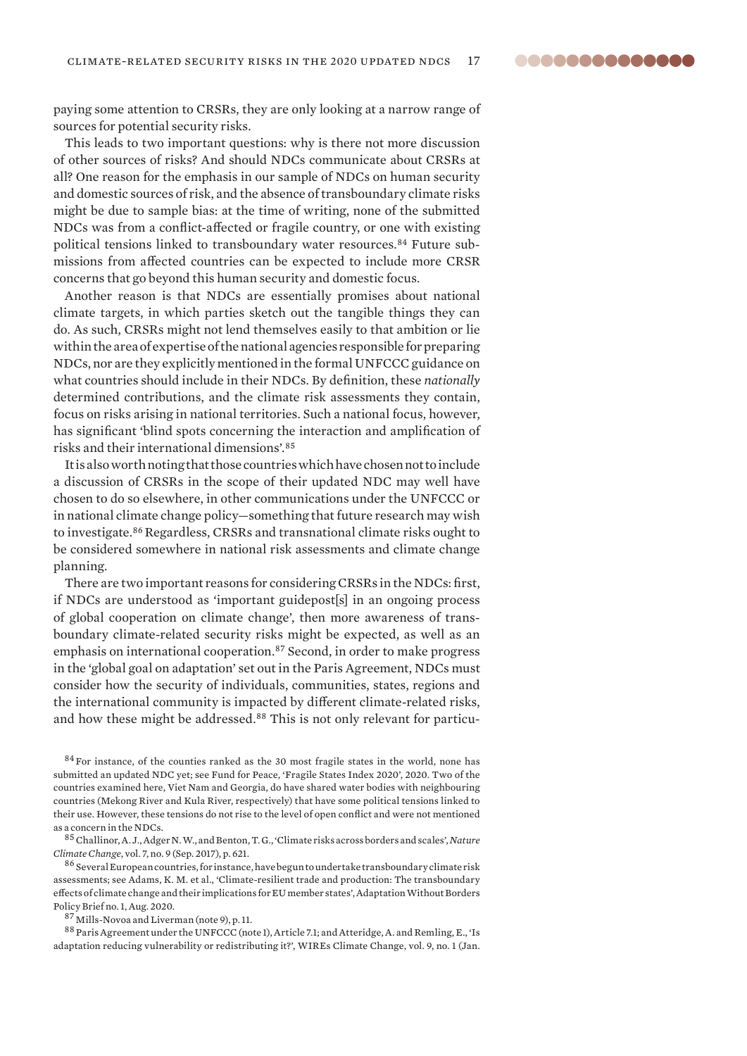paying some attention to CRSRs, they are only looking at a narrow range of sources for potential security risks.

This leads to two important questions: why is there not more discussion of other sources of risks? And should NDCs communicate about CRSRs at all? One reason for the emphasis in our sample of NDCs on human security and domestic sources of risk, and the absence of transboundary climate risks might be due to sample bias: at the time of writing, none of the submitted NDCs was from a conflict-affected or fragile country, or one with existing political tensions linked to transboundary water resources.[84] Future submissions from affected countries can be expected to include more CRSR concerns that go beyond this human security and domestic focus.

Another reason is that NDCs are essentially promises about national climate targets, in which parties sketch out the tangible things they can do. As such, CRSRs might not lend themselves easily to that ambition or lie within the area of expertise of the national agencies responsible for preparing NDCs, nor are they explicitly mentioned in the formal UNFCCC guidance on what countries should include in their NDCs. By definition, these *nationally* determined contributions, and the climate risk assessments they contain, focus on risks arising in national territories. Such a national focus, however, has significant 'blind spots concerning the interaction and amplification of risks and their international dimensions'.[85]

It is also worth noting that those countries which have chosen not to include a discussion of CRSRs in the scope of their updated NDC may well have chosen to do so elsewhere, in other communications under the UNFCCC or in national climate change policy—something that future research may wish to investigate.[86] Regardless, CRSRs and transnational climate risks ought to be considered somewhere in national risk assessments and climate change planning.

There are two important reasons for considering CRSRs in the NDCs: first, if NDCs are understood as 'important guidepost[s] in an ongoing process of global cooperation on climate change', then more awareness of transboundary climate-related security risks might be expected, as well as an emphasis on international cooperation.[87] Second, in order to make progress in the 'global goal on adaptation' set out in the Paris Agreement, NDCs must consider how the security of individuals, communities, states, regions and the international community is impacted by different climate-related risks, and how these might be addressed.[88] This is not only relevant for particu-

[84] For instance, of the counties ranked as the 30 most fragile states in the world, none has submitted an updated NDC yet; see Fund for Peace, 'Fragile States Index 2020', 2020. Two of the countries examined here, Viet Nam and Georgia, do have shared water bodies with neighbouring countries (Mekong River and Kula River, respectively) that have some political tensions linked to their use. However, these tensions do not rise to the level of open conflict and were not mentioned as a concern in the NDCs.

[85] Challinor, A. J., Adger N. W., and Benton, T. G., 'Climate risks across borders and scales', *Nature Climate Change*, vol. 7, no. 9 (Sep. 2017), p. 621.

[86] Several European countries, for instance, have begun to undertake transboundary climate risk assessments; see Adams, K. M. et al., 'Climate-resilient trade and production: The transboundary effects of climate change and their implications for EU member states', Adaptation Without Borders Policy Brief no. 1, Aug. 2020.

[87] Mills-Novoa and Liverman (note 9), p. 11.

[88] Paris Agreement under the UNFCCC (note 1), Article 7.1; and Atteridge, A. and Remling, E., 'Is adaptation reducing vulnerability or redistributing it?', WIREs Climate Change, vol. 9, no. 1 (Jan.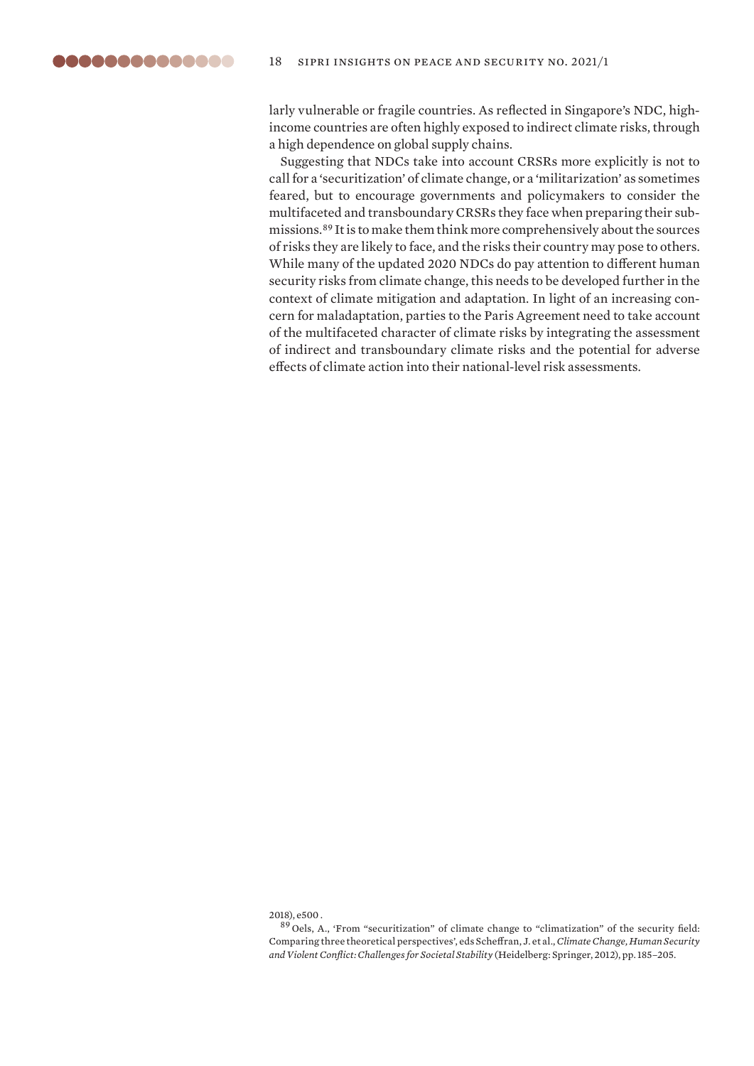larly vulnerable or fragile countries. As reflected in Singapore's NDC, high-income countries are often highly exposed to indirect climate risks, through a high dependence on global supply chains.

Suggesting that NDCs take into account CRSRs more explicitly is not to call for a 'securitization' of climate change, or a 'militarization' as sometimes feared, but to encourage governments and policymakers to consider the multifaceted and transboundary CRSRs they face when preparing their submissions.[89] It is to make them think more comprehensively about the sources of risks they are likely to face, and the risks their country may pose to others. While many of the updated 2020 NDCs do pay attention to different human security risks from climate change, this needs to be developed further in the context of climate mitigation and adaptation. In light of an increasing concern for maladaptation, parties to the Paris Agreement need to take account of the multifaceted character of climate risks by integrating the assessment of indirect and transboundary climate risks and the potential for adverse effects of climate action into their national-level risk assessments.

2018), e500 .

[89] Oels, A., 'From "securitization" of climate change to "climatization" of the security field: Comparing three theoretical perspectives', eds Scheffran, J. et al., *Climate Change, Human Security and Violent Conflict: Challenges for Societal Stability* (Heidelberg: Springer, 2012), pp. 185–205.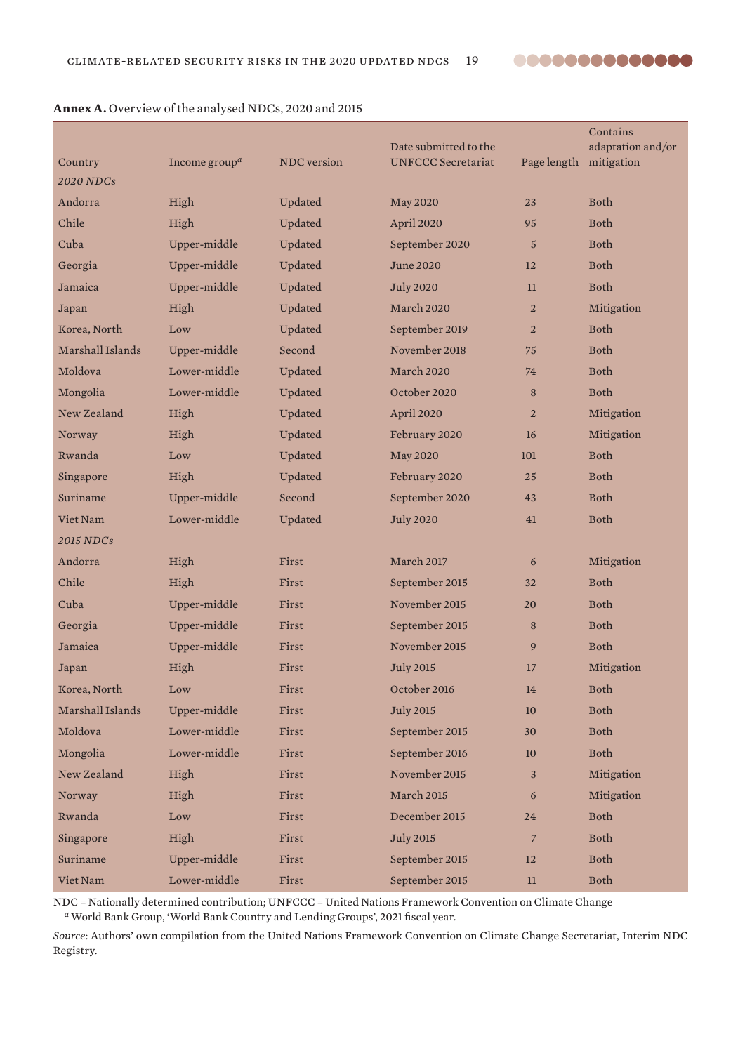**Annex A.** Overview of the analysed NDCs, 2020 and 2015

| Country | Income group[a] | NDC version | Date submitted to the UNFCCC Secretariat | Page length | Contains adaptation and/or mitigation |
|---|---|---|---|---|---|
| *2020 NDCs* | | | | | |
| Andorra | High | Updated | May 2020 | 23 | Both |
| Chile | High | Updated | April 2020 | 95 | Both |
| Cuba | Upper-middle | Updated | September 2020 | 5 | Both |
| Georgia | Upper-middle | Updated | June 2020 | 12 | Both |
| Jamaica | Upper-middle | Updated | July 2020 | 11 | Both |
| Japan | High | Updated | March 2020 | 2 | Mitigation |
| Korea, North | Low | Updated | September 2019 | 2 | Both |
| Marshall Islands | Upper-middle | Second | November 2018 | 75 | Both |
| Moldova | Lower-middle | Updated | March 2020 | 74 | Both |
| Mongolia | Lower-middle | Updated | October 2020 | 8 | Both |
| New Zealand | High | Updated | April 2020 | 2 | Mitigation |
| Norway | High | Updated | February 2020 | 16 | Mitigation |
| Rwanda | Low | Updated | May 2020 | 101 | Both |
| Singapore | High | Updated | February 2020 | 25 | Both |
| Suriname | Upper-middle | Second | September 2020 | 43 | Both |
| Viet Nam | Lower-middle | Updated | July 2020 | 41 | Both |
| *2015 NDCs* | | | | | |
| Andorra | High | First | March 2017 | 6 | Mitigation |
| Chile | High | First | September 2015 | 32 | Both |
| Cuba | Upper-middle | First | November 2015 | 20 | Both |
| Georgia | Upper-middle | First | September 2015 | 8 | Both |
| Jamaica | Upper-middle | First | November 2015 | 9 | Both |
| Japan | High | First | July 2015 | 17 | Mitigation |
| Korea, North | Low | First | October 2016 | 14 | Both |
| Marshall Islands | Upper-middle | First | July 2015 | 10 | Both |
| Moldova | Lower-middle | First | September 2015 | 30 | Both |
| Mongolia | Lower-middle | First | September 2016 | 10 | Both |
| New Zealand | High | First | November 2015 | 3 | Mitigation |
| Norway | High | First | March 2015 | 6 | Mitigation |
| Rwanda | Low | First | December 2015 | 24 | Both |
| Singapore | High | First | July 2015 | 7 | Both |
| Suriname | Upper-middle | First | September 2015 | 12 | Both |
| Viet Nam | Lower-middle | First | September 2015 | 11 | Both |

NDC = Nationally determined contribution; UNFCCC = United Nations Framework Convention on Climate Change

[a] World Bank Group, 'World Bank Country and Lending Groups', 2021 fiscal year.

*Source*: Authors' own compilation from the United Nations Framework Convention on Climate Change Secretariat, Interim NDC Registry.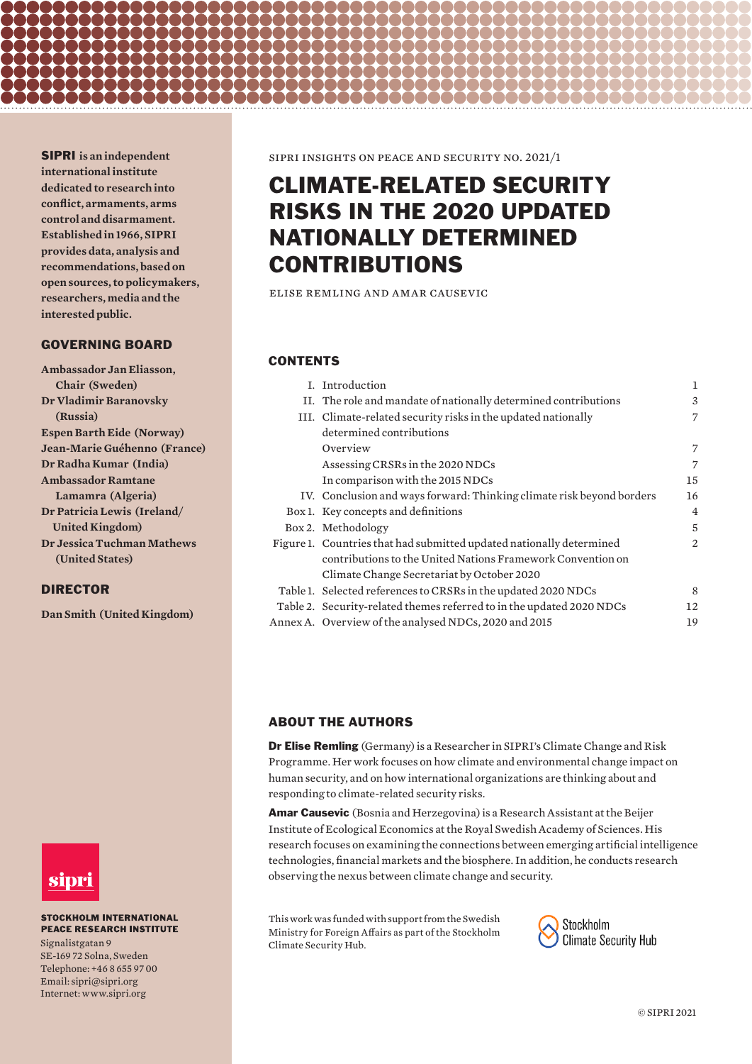**SIPRI** is an independent international institute dedicated to research into conflict, armaments, arms control and disarmament. Established in 1966, SIPRI provides data, analysis and recommendations, based on open sources, to policymakers, researchers, media and the interested public.

## GOVERNING BOARD

**Ambassador Jan Eliasson, Chair (Sweden)**
**Dr Vladimir Baranovsky (Russia)**
**Espen Barth Eide (Norway)**
**Jean-Marie Guéhenno (France)**
**Dr Radha Kumar (India)**
**Ambassador Ramtane Lamamra (Algeria)**
**Dr Patricia Lewis (Ireland/ United Kingdom)**
**Dr Jessica Tuchman Mathews (United States)**

## DIRECTOR

**Dan Smith (United Kingdom)**

**STOCKHOLM INTERNATIONAL PEACE RESEARCH INSTITUTE**
Signalistgatan 9
SE-169 72 Solna, Sweden
Telephone: +46 8 655 97 00
Email: sipri@sipri.org
Internet: www.sipri.org

SIPRI INSIGHTS ON PEACE AND SECURITY NO. 2021/1

# CLIMATE-RELATED SECURITY RISKS IN THE 2020 UPDATED NATIONALLY DETERMINED CONTRIBUTIONS

ELISE REMLING AND AMAR CAUSEVIC

## CONTENTS

| | | |
|---|---|---|
| I. | Introduction | 1 |
| II. | The role and mandate of nationally determined contributions | 3 |
| III. | Climate-related security risks in the updated nationally determined contributions | 7 |
| | Overview | 7 |
| | Assessing CRSRs in the 2020 NDCs | 7 |
| | In comparison with the 2015 NDCs | 15 |
| IV. | Conclusion and ways forward: Thinking climate risk beyond borders | 16 |
| Box 1. | Key concepts and definitions | 4 |
| Box 2. | Methodology | 5 |
| Figure 1. | Countries that had submitted updated nationally determined contributions to the United Nations Framework Convention on Climate Change Secretariat by October 2020 | 2 |
| Table 1. | Selected references to CRSRs in the updated 2020 NDCs | 8 |
| Table 2. | Security-related themes referred to in the updated 2020 NDCs | 12 |
| Annex A. | Overview of the analysed NDCs, 2020 and 2015 | 19 |

## ABOUT THE AUTHORS

**Dr Elise Remling** (Germany) is a Researcher in SIPRI's Climate Change and Risk Programme. Her work focuses on how climate and environmental change impact on human security, and on how international organizations are thinking about and responding to climate-related security risks.

**Amar Causevic** (Bosnia and Herzegovina) is a Research Assistant at the Beijer Institute of Ecological Economics at the Royal Swedish Academy of Sciences. His research focuses on examining the connections between emerging artificial intelligence technologies, financial markets and the biosphere. In addition, he conducts research observing the nexus between climate change and security.

This work was funded with support from the Swedish Ministry for Foreign Affairs as part of the Stockholm Climate Security Hub.

Stockholm Climate Security Hub

© SIPRI 2021